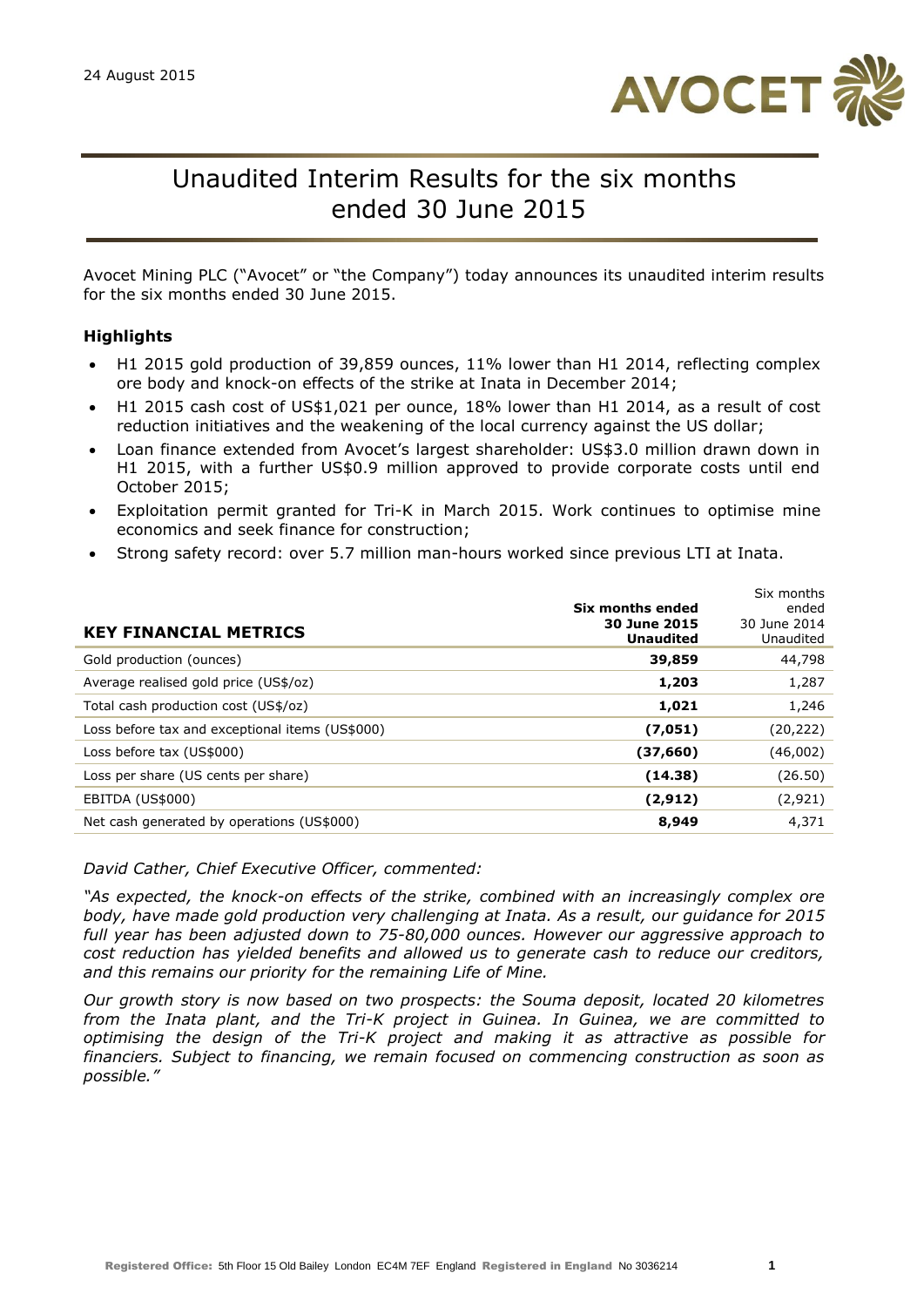24 August 2015

# Unaudited Interim Results for the six months ended 30 June 2015

Avocet Mining PLC ("Avocet" or "the Company") today announces its unaudited interim results for the six months ended 30 June 2015.

### Highlights

- H1 2015 gold production of 39,859 ounces, 11% lower than H1 2014, reflecting complex ore body and knock-on effects of the strike at Inata in December 2014;
- H1 2015 cash cost of US$1,021 per ounce, 18% lower than H1 2014, as a result of cost reduction initiatives and the weakening of the local currency against the US dollar;
- Loan finance extended from Avocet's largest shareholder: US$3.0 million drawn down in H1 2015, with a further US$0.9 million approved to provide corporate costs until end October 2015;
- Exploitation permit granted for Tri-K in March 2015. Work continues to optimise mine economics and seek finance for construction;
- Strong safety record: over 5.7 million man-hours worked since previous LTI at Inata.

| **KEY FINANCIAL METRICS** | **Six months ended 30 June 2015 Unaudited** | Six months ended 30 June 2014 Unaudited |
|---|---|---|
| Gold production (ounces) | **39,859** | 44,798 |
| Average realised gold price (US$/oz) | **1,203** | 1,287 |
| Total cash production cost (US$/oz) | **1,021** | 1,246 |
| Loss before tax and exceptional items (US$000) | **(7,051)** | (20,222) |
| Loss before tax (US$000) | **(37,660)** | (46,002) |
| Loss per share (US cents per share) | **(14.38)** | (26.50) |
| EBITDA (US$000) | **(2,912)** | (2,921) |
| Net cash generated by operations (US$000) | **8,949** | 4,371 |

*David Cather, Chief Executive Officer, commented:*

*"As expected, the knock-on effects of the strike, combined with an increasingly complex ore body, have made gold production very challenging at Inata. As a result, our guidance for 2015 full year has been adjusted down to 75-80,000 ounces. However our aggressive approach to cost reduction has yielded benefits and allowed us to generate cash to reduce our creditors, and this remains our priority for the remaining Life of Mine.*

*Our growth story is now based on two prospects: the Souma deposit, located 20 kilometres from the Inata plant, and the Tri-K project in Guinea. In Guinea, we are committed to optimising the design of the Tri-K project and making it as attractive as possible for financiers. Subject to financing, we remain focused on commencing construction as soon as possible."*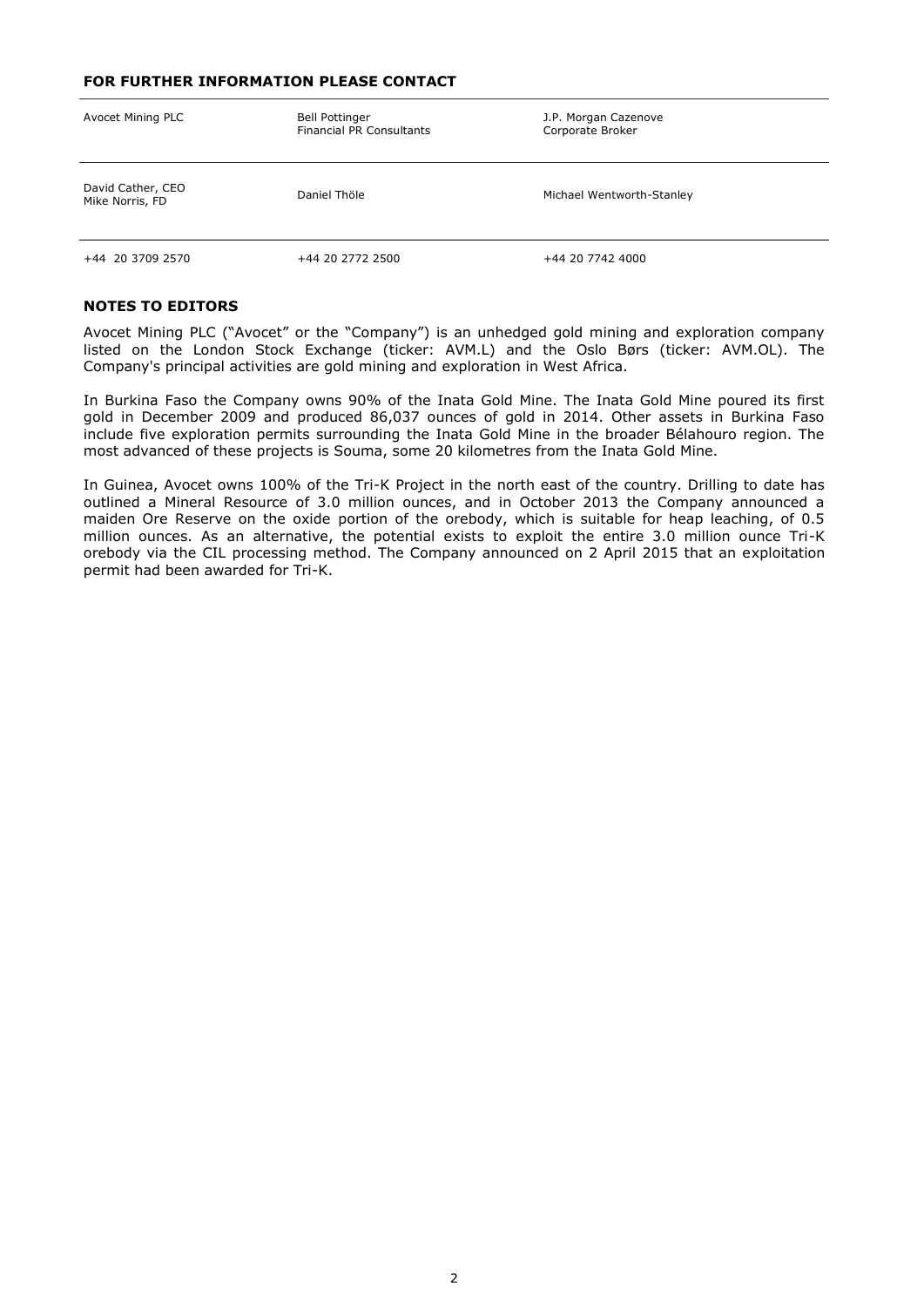**FOR FURTHER INFORMATION PLEASE CONTACT**

| Avocet Mining PLC | Bell Pottinger<br>Financial PR Consultants | J.P. Morgan Cazenove<br>Corporate Broker |
|---|---|---|
| David Cather, CEO<br>Mike Norris, FD | Daniel Thöle | Michael Wentworth-Stanley |
| +44 20 3709 2570 | +44 20 2772 2500 | +44 20 7742 4000 |

**NOTES TO EDITORS**

Avocet Mining PLC ("Avocet" or the "Company") is an unhedged gold mining and exploration company listed on the London Stock Exchange (ticker: AVM.L) and the Oslo Børs (ticker: AVM.OL). The Company's principal activities are gold mining and exploration in West Africa.

In Burkina Faso the Company owns 90% of the Inata Gold Mine. The Inata Gold Mine poured its first gold in December 2009 and produced 86,037 ounces of gold in 2014. Other assets in Burkina Faso include five exploration permits surrounding the Inata Gold Mine in the broader Bélahouro region. The most advanced of these projects is Souma, some 20 kilometres from the Inata Gold Mine.

In Guinea, Avocet owns 100% of the Tri-K Project in the north east of the country. Drilling to date has outlined a Mineral Resource of 3.0 million ounces, and in October 2013 the Company announced a maiden Ore Reserve on the oxide portion of the orebody, which is suitable for heap leaching, of 0.5 million ounces. As an alternative, the potential exists to exploit the entire 3.0 million ounce Tri-K orebody via the CIL processing method. The Company announced on 2 April 2015 that an exploitation permit had been awarded for Tri-K.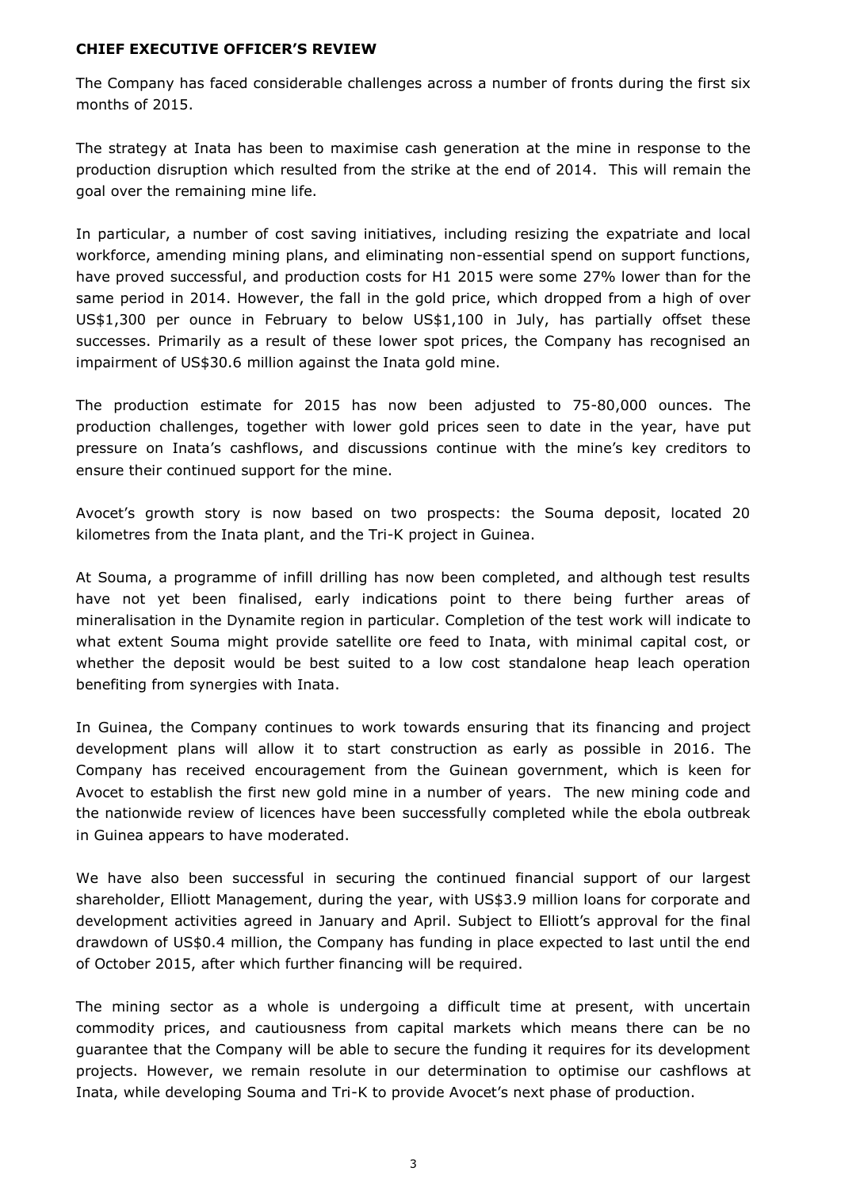## CHIEF EXECUTIVE OFFICER'S REVIEW

The Company has faced considerable challenges across a number of fronts during the first six months of 2015.

The strategy at Inata has been to maximise cash generation at the mine in response to the production disruption which resulted from the strike at the end of 2014. This will remain the goal over the remaining mine life.

In particular, a number of cost saving initiatives, including resizing the expatriate and local workforce, amending mining plans, and eliminating non-essential spend on support functions, have proved successful, and production costs for H1 2015 were some 27% lower than for the same period in 2014. However, the fall in the gold price, which dropped from a high of over US$1,300 per ounce in February to below US$1,100 in July, has partially offset these successes. Primarily as a result of these lower spot prices, the Company has recognised an impairment of US$30.6 million against the Inata gold mine.

The production estimate for 2015 has now been adjusted to 75-80,000 ounces. The production challenges, together with lower gold prices seen to date in the year, have put pressure on Inata's cashflows, and discussions continue with the mine's key creditors to ensure their continued support for the mine.

Avocet's growth story is now based on two prospects: the Souma deposit, located 20 kilometres from the Inata plant, and the Tri-K project in Guinea.

At Souma, a programme of infill drilling has now been completed, and although test results have not yet been finalised, early indications point to there being further areas of mineralisation in the Dynamite region in particular. Completion of the test work will indicate to what extent Souma might provide satellite ore feed to Inata, with minimal capital cost, or whether the deposit would be best suited to a low cost standalone heap leach operation benefiting from synergies with Inata.

In Guinea, the Company continues to work towards ensuring that its financing and project development plans will allow it to start construction as early as possible in 2016. The Company has received encouragement from the Guinean government, which is keen for Avocet to establish the first new gold mine in a number of years. The new mining code and the nationwide review of licences have been successfully completed while the ebola outbreak in Guinea appears to have moderated.

We have also been successful in securing the continued financial support of our largest shareholder, Elliott Management, during the year, with US$3.9 million loans for corporate and development activities agreed in January and April. Subject to Elliott's approval for the final drawdown of US$0.4 million, the Company has funding in place expected to last until the end of October 2015, after which further financing will be required.

The mining sector as a whole is undergoing a difficult time at present, with uncertain commodity prices, and cautiousness from capital markets which means there can be no guarantee that the Company will be able to secure the funding it requires for its development projects. However, we remain resolute in our determination to optimise our cashflows at Inata, while developing Souma and Tri-K to provide Avocet's next phase of production.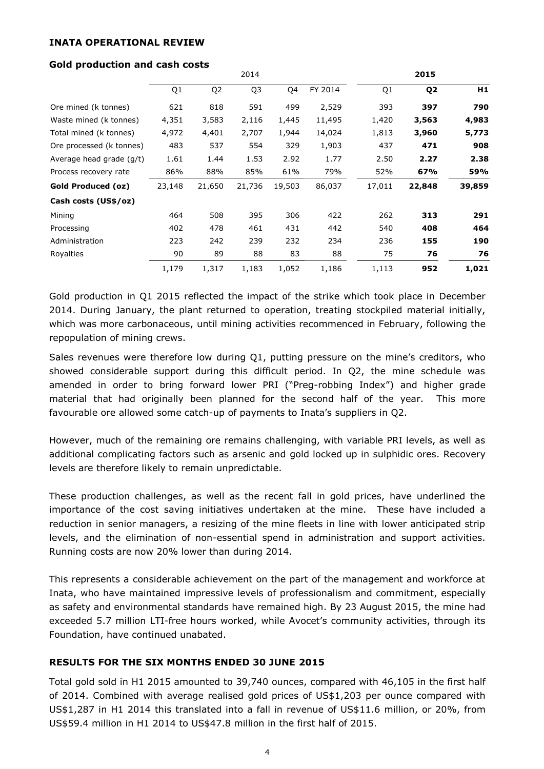## INATA OPERATIONAL REVIEW

### Gold production and cash costs

| | 2014 | | | | | 2015 | | |
|---|---|---|---|---|---|---|---|---|
| | Q1 | Q2 | Q3 | Q4 | FY 2014 | Q1 | **Q2** | **H1** |
| Ore mined (k tonnes) | 621 | 818 | 591 | 499 | 2,529 | 393 | **397** | **790** |
| Waste mined (k tonnes) | 4,351 | 3,583 | 2,116 | 1,445 | 11,495 | 1,420 | **3,563** | **4,983** |
| Total mined (k tonnes) | 4,972 | 4,401 | 2,707 | 1,944 | 14,024 | 1,813 | **3,960** | **5,773** |
| Ore processed (k tonnes) | 483 | 537 | 554 | 329 | 1,903 | 437 | **471** | **908** |
| Average head grade (g/t) | 1.61 | 1.44 | 1.53 | 2.92 | 1.77 | 2.50 | **2.27** | **2.38** |
| Process recovery rate | 86% | 88% | 85% | 61% | 79% | 52% | **67%** | **59%** |
| **Gold Produced (oz)** | 23,148 | 21,650 | 21,736 | 19,503 | 86,037 | 17,011 | **22,848** | **39,859** |
| **Cash costs (US$/oz)** | | | | | | | | |
| Mining | 464 | 508 | 395 | 306 | 422 | 262 | **313** | **291** |
| Processing | 402 | 478 | 461 | 431 | 442 | 540 | **408** | **464** |
| Administration | 223 | 242 | 239 | 232 | 234 | 236 | **155** | **190** |
| Royalties | 90 | 89 | 88 | 83 | 88 | 75 | **76** | **76** |
| | 1,179 | 1,317 | 1,183 | 1,052 | 1,186 | 1,113 | **952** | **1,021** |

Gold production in Q1 2015 reflected the impact of the strike which took place in December 2014. During January, the plant returned to operation, treating stockpiled material initially, which was more carbonaceous, until mining activities recommenced in February, following the repopulation of mining crews.

Sales revenues were therefore low during Q1, putting pressure on the mine's creditors, who showed considerable support during this difficult period. In Q2, the mine schedule was amended in order to bring forward lower PRI ("Preg-robbing Index") and higher grade material that had originally been planned for the second half of the year. This more favourable ore allowed some catch-up of payments to Inata's suppliers in Q2.

However, much of the remaining ore remains challenging, with variable PRI levels, as well as additional complicating factors such as arsenic and gold locked up in sulphidic ores. Recovery levels are therefore likely to remain unpredictable.

These production challenges, as well as the recent fall in gold prices, have underlined the importance of the cost saving initiatives undertaken at the mine. These have included a reduction in senior managers, a resizing of the mine fleets in line with lower anticipated strip levels, and the elimination of non-essential spend in administration and support activities. Running costs are now 20% lower than during 2014.

This represents a considerable achievement on the part of the management and workforce at Inata, who have maintained impressive levels of professionalism and commitment, especially as safety and environmental standards have remained high. By 23 August 2015, the mine had exceeded 5.7 million LTI-free hours worked, while Avocet's community activities, through its Foundation, have continued unabated.

## RESULTS FOR THE SIX MONTHS ENDED 30 JUNE 2015

Total gold sold in H1 2015 amounted to 39,740 ounces, compared with 46,105 in the first half of 2014. Combined with average realised gold prices of US$1,203 per ounce compared with US$1,287 in H1 2014 this translated into a fall in revenue of US$11.6 million, or 20%, from US$59.4 million in H1 2014 to US$47.8 million in the first half of 2015.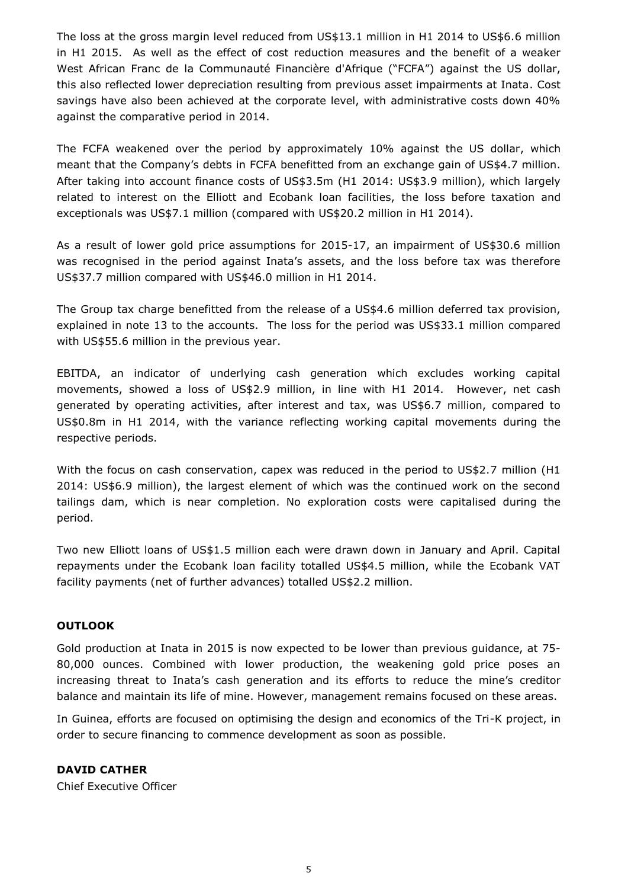The loss at the gross margin level reduced from US$13.1 million in H1 2014 to US$6.6 million in H1 2015. As well as the effect of cost reduction measures and the benefit of a weaker West African Franc de la Communauté Financière d'Afrique ("FCFA") against the US dollar, this also reflected lower depreciation resulting from previous asset impairments at Inata. Cost savings have also been achieved at the corporate level, with administrative costs down 40% against the comparative period in 2014.

The FCFA weakened over the period by approximately 10% against the US dollar, which meant that the Company's debts in FCFA benefitted from an exchange gain of US$4.7 million. After taking into account finance costs of US$3.5m (H1 2014: US$3.9 million), which largely related to interest on the Elliott and Ecobank loan facilities, the loss before taxation and exceptionals was US$7.1 million (compared with US$20.2 million in H1 2014).

As a result of lower gold price assumptions for 2015-17, an impairment of US$30.6 million was recognised in the period against Inata's assets, and the loss before tax was therefore US$37.7 million compared with US$46.0 million in H1 2014.

The Group tax charge benefitted from the release of a US$4.6 million deferred tax provision, explained in note 13 to the accounts. The loss for the period was US$33.1 million compared with US$55.6 million in the previous year.

EBITDA, an indicator of underlying cash generation which excludes working capital movements, showed a loss of US$2.9 million, in line with H1 2014. However, net cash generated by operating activities, after interest and tax, was US$6.7 million, compared to US$0.8m in H1 2014, with the variance reflecting working capital movements during the respective periods.

With the focus on cash conservation, capex was reduced in the period to US$2.7 million (H1 2014: US$6.9 million), the largest element of which was the continued work on the second tailings dam, which is near completion. No exploration costs were capitalised during the period.

Two new Elliott loans of US$1.5 million each were drawn down in January and April. Capital repayments under the Ecobank loan facility totalled US$4.5 million, while the Ecobank VAT facility payments (net of further advances) totalled US$2.2 million.

## OUTLOOK

Gold production at Inata in 2015 is now expected to be lower than previous guidance, at 75-80,000 ounces. Combined with lower production, the weakening gold price poses an increasing threat to Inata's cash generation and its efforts to reduce the mine's creditor balance and maintain its life of mine. However, management remains focused on these areas.

In Guinea, efforts are focused on optimising the design and economics of the Tri-K project, in order to secure financing to commence development as soon as possible.

**DAVID CATHER**
Chief Executive Officer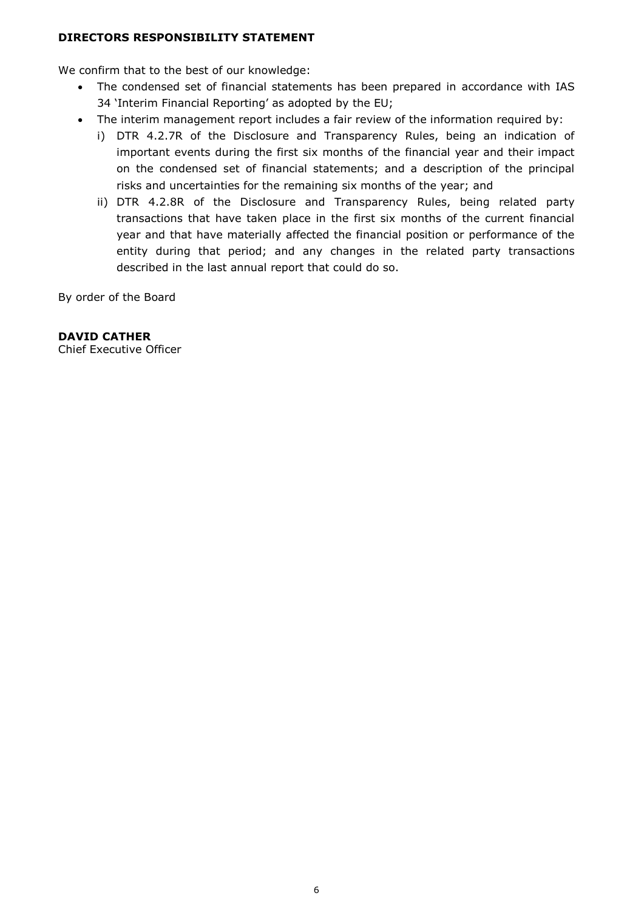**DIRECTORS RESPONSIBILITY STATEMENT**

We confirm that to the best of our knowledge:

- The condensed set of financial statements has been prepared in accordance with IAS 34 'Interim Financial Reporting' as adopted by the EU;
- The interim management report includes a fair review of the information required by:
  - i) DTR 4.2.7R of the Disclosure and Transparency Rules, being an indication of important events during the first six months of the financial year and their impact on the condensed set of financial statements; and a description of the principal risks and uncertainties for the remaining six months of the year; and
  - ii) DTR 4.2.8R of the Disclosure and Transparency Rules, being related party transactions that have taken place in the first six months of the current financial year and that have materially affected the financial position or performance of the entity during that period; and any changes in the related party transactions described in the last annual report that could do so.

By order of the Board

**DAVID CATHER**
Chief Executive Officer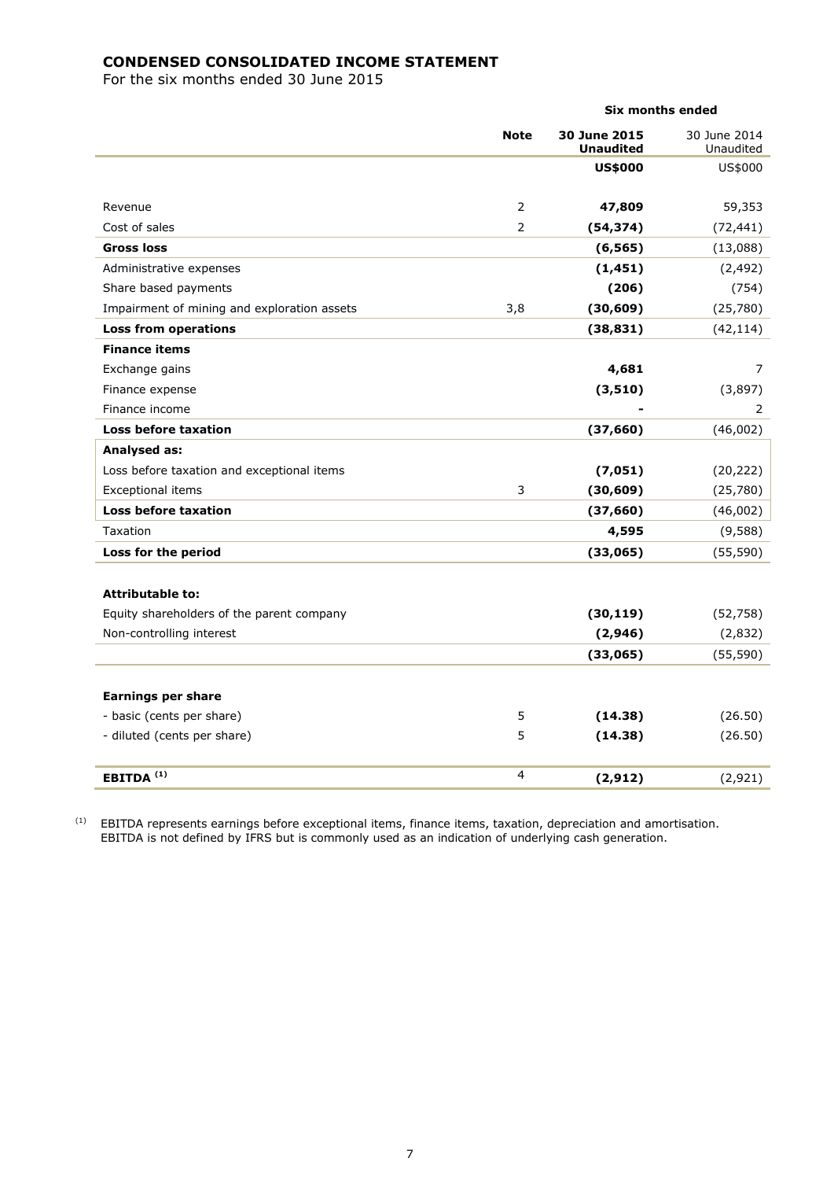# CONDENSED CONSOLIDATED INCOME STATEMENT

For the six months ended 30 June 2015

| | Note | Six months ended | |
|---|---|---|---|
| | | **30 June 2015 Unaudited** | 30 June 2014 Unaudited |
| | | **US$000** | US$000 |
| Revenue | 2 | **47,809** | 59,353 |
| Cost of sales | 2 | **(54,374)** | (72,441) |
| **Gross loss** | | **(6,565)** | (13,088) |
| Administrative expenses | | **(1,451)** | (2,492) |
| Share based payments | | **(206)** | (754) |
| Impairment of mining and exploration assets | 3,8 | **(30,609)** | (25,780) |
| **Loss from operations** | | **(38,831)** | (42,114) |
| **Finance items** | | | |
| Exchange gains | | **4,681** | 7 |
| Finance expense | | **(3,510)** | (3,897) |
| Finance income | | **-** | 2 |
| **Loss before taxation** | | **(37,660)** | (46,002) |
| **Analysed as:** | | | |
| Loss before taxation and exceptional items | | **(7,051)** | (20,222) |
| Exceptional items | 3 | **(30,609)** | (25,780) |
| **Loss before taxation** | | **(37,660)** | (46,002) |
| Taxation | | **4,595** | (9,588) |
| **Loss for the period** | | **(33,065)** | (55,590) |
| | | | |
| **Attributable to:** | | | |
| Equity shareholders of the parent company | | **(30,119)** | (52,758) |
| Non-controlling interest | | **(2,946)** | (2,832) |
| | | **(33,065)** | (55,590) |
| | | | |
| **Earnings per share** | | | |
| - basic (cents per share) | 5 | **(14.38)** | (26.50) |
| - diluted (cents per share) | 5 | **(14.38)** | (26.50) |
| | | | |
| **EBITDA** [(1)] | 4 | **(2,912)** | (2,921) |

[(1)] EBITDA represents earnings before exceptional items, finance items, taxation, depreciation and amortisation. EBITDA is not defined by IFRS but is commonly used as an indication of underlying cash generation.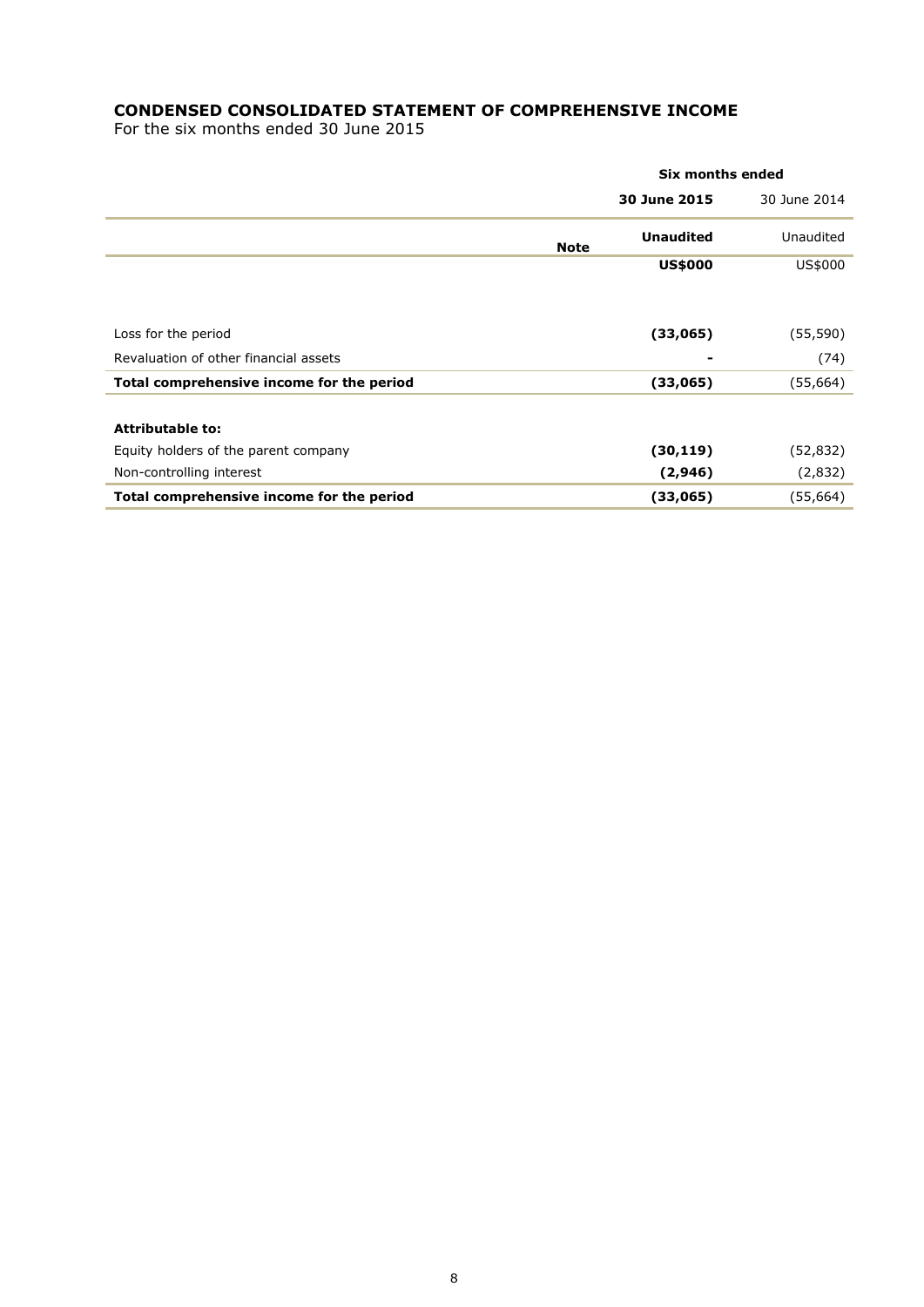## CONDENSED CONSOLIDATED STATEMENT OF COMPREHENSIVE INCOME

For the six months ended 30 June 2015

| | | Six months ended | |
|---|---|---|---|
| | | **30 June 2015** | 30 June 2014 |
| | **Note** | **Unaudited** | Unaudited |
| | | **US$000** | US$000 |
| Loss for the period | | **(33,065)** | (55,590) |
| Revaluation of other financial assets | | **-** | (74) |
| **Total comprehensive income for the period** | | **(33,065)** | (55,664) |
| **Attributable to:** | | | |
| Equity holders of the parent company | | **(30,119)** | (52,832) |
| Non-controlling interest | | **(2,946)** | (2,832) |
| **Total comprehensive income for the period** | | **(33,065)** | (55,664) |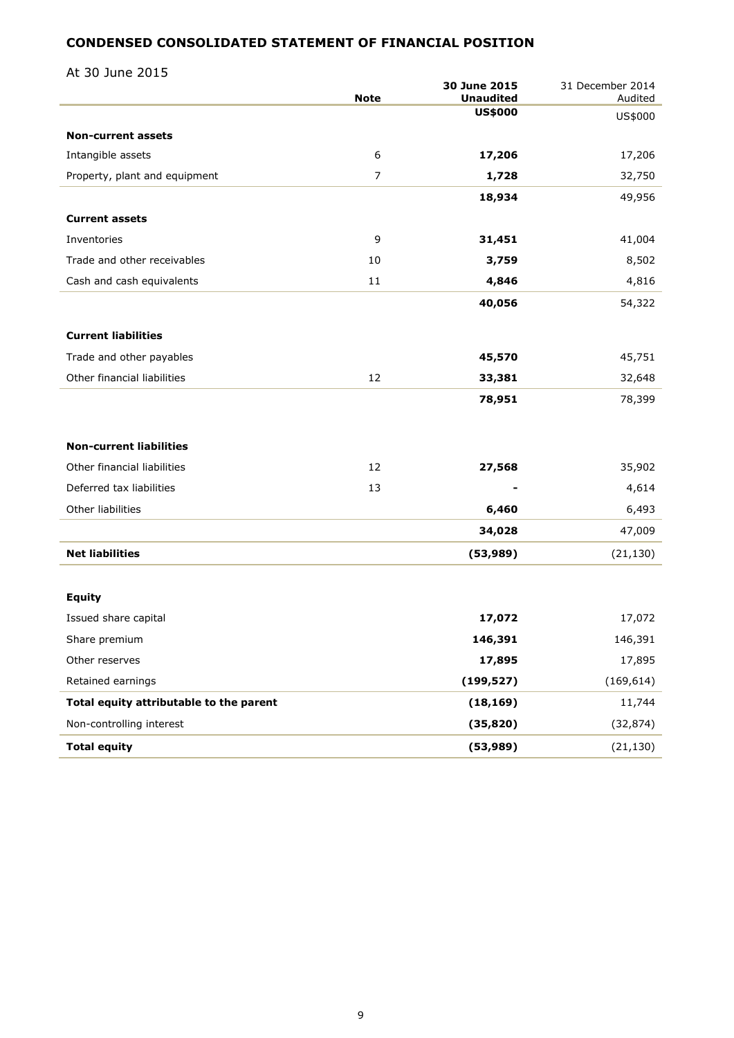## CONDENSED CONSOLIDATED STATEMENT OF FINANCIAL POSITION

At 30 June 2015

| | Note | 30 June 2015 Unaudited | 31 December 2014 Audited |
|---|---|---|---|
| | | **US$000** | US$000 |
| **Non-current assets** | | | |
| Intangible assets | 6 | **17,206** | 17,206 |
| Property, plant and equipment | 7 | **1,728** | 32,750 |
| | | **18,934** | 49,956 |
| **Current assets** | | | |
| Inventories | 9 | **31,451** | 41,004 |
| Trade and other receivables | 10 | **3,759** | 8,502 |
| Cash and cash equivalents | 11 | **4,846** | 4,816 |
| | | **40,056** | 54,322 |
| **Current liabilities** | | | |
| Trade and other payables | | **45,570** | 45,751 |
| Other financial liabilities | 12 | **33,381** | 32,648 |
| | | **78,951** | 78,399 |
| **Non-current liabilities** | | | |
| Other financial liabilities | 12 | **27,568** | 35,902 |
| Deferred tax liabilities | 13 | **-** | 4,614 |
| Other liabilities | | **6,460** | 6,493 |
| | | **34,028** | 47,009 |
| **Net liabilities** | | **(53,989)** | (21,130) |
| **Equity** | | | |
| Issued share capital | | **17,072** | 17,072 |
| Share premium | | **146,391** | 146,391 |
| Other reserves | | **17,895** | 17,895 |
| Retained earnings | | **(199,527)** | (169,614) |
| **Total equity attributable to the parent** | | **(18,169)** | 11,744 |
| Non-controlling interest | | **(35,820)** | (32,874) |
| **Total equity** | | **(53,989)** | (21,130) |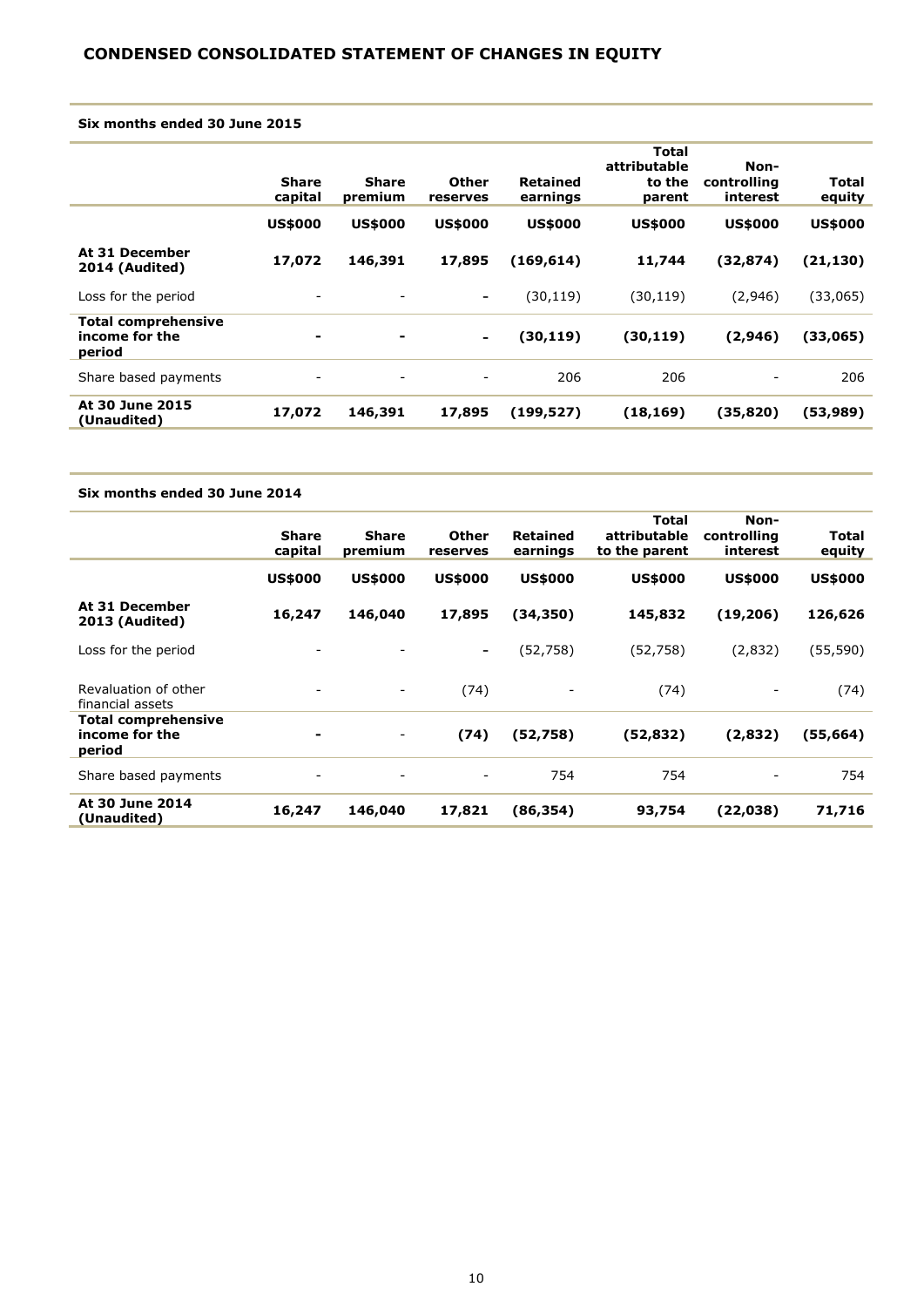## CONDENSED CONSOLIDATED STATEMENT OF CHANGES IN EQUITY

**Six months ended 30 June 2015**

| | Share capital | Share premium | Other reserves | Retained earnings | Total attributable to the parent | Non-controlling interest | Total equity |
|---|---|---|---|---|---|---|---|
| | **US$000** | **US$000** | **US$000** | **US$000** | **US$000** | **US$000** | **US$000** |
| **At 31 December 2014 (Audited)** | **17,072** | **146,391** | **17,895** | **(169,614)** | **11,744** | **(32,874)** | **(21,130)** |
| Loss for the period | - | - | - | (30,119) | (30,119) | (2,946) | (33,065) |
| **Total comprehensive income for the period** | **-** | **-** | **-** | **(30,119)** | **(30,119)** | **(2,946)** | **(33,065)** |
| Share based payments | - | - | - | 206 | 206 | - | 206 |
| **At 30 June 2015 (Unaudited)** | **17,072** | **146,391** | **17,895** | **(199,527)** | **(18,169)** | **(35,820)** | **(53,989)** |

**Six months ended 30 June 2014**

| | Share capital | Share premium | Other reserves | Retained earnings | Total attributable to the parent | Non-controlling interest | Total equity |
|---|---|---|---|---|---|---|---|
| | **US$000** | **US$000** | **US$000** | **US$000** | **US$000** | **US$000** | **US$000** |
| **At 31 December 2013 (Audited)** | **16,247** | **146,040** | **17,895** | **(34,350)** | **145,832** | **(19,206)** | **126,626** |
| Loss for the period | - | - | - | (52,758) | (52,758) | (2,832) | (55,590) |
| Revaluation of other financial assets | - | - | (74) | - | (74) | - | (74) |
| **Total comprehensive income for the period** | **-** | - | **(74)** | **(52,758)** | **(52,832)** | **(2,832)** | **(55,664)** |
| Share based payments | - | - | - | 754 | 754 | - | 754 |
| **At 30 June 2014 (Unaudited)** | **16,247** | **146,040** | **17,821** | **(86,354)** | **93,754** | **(22,038)** | **71,716** |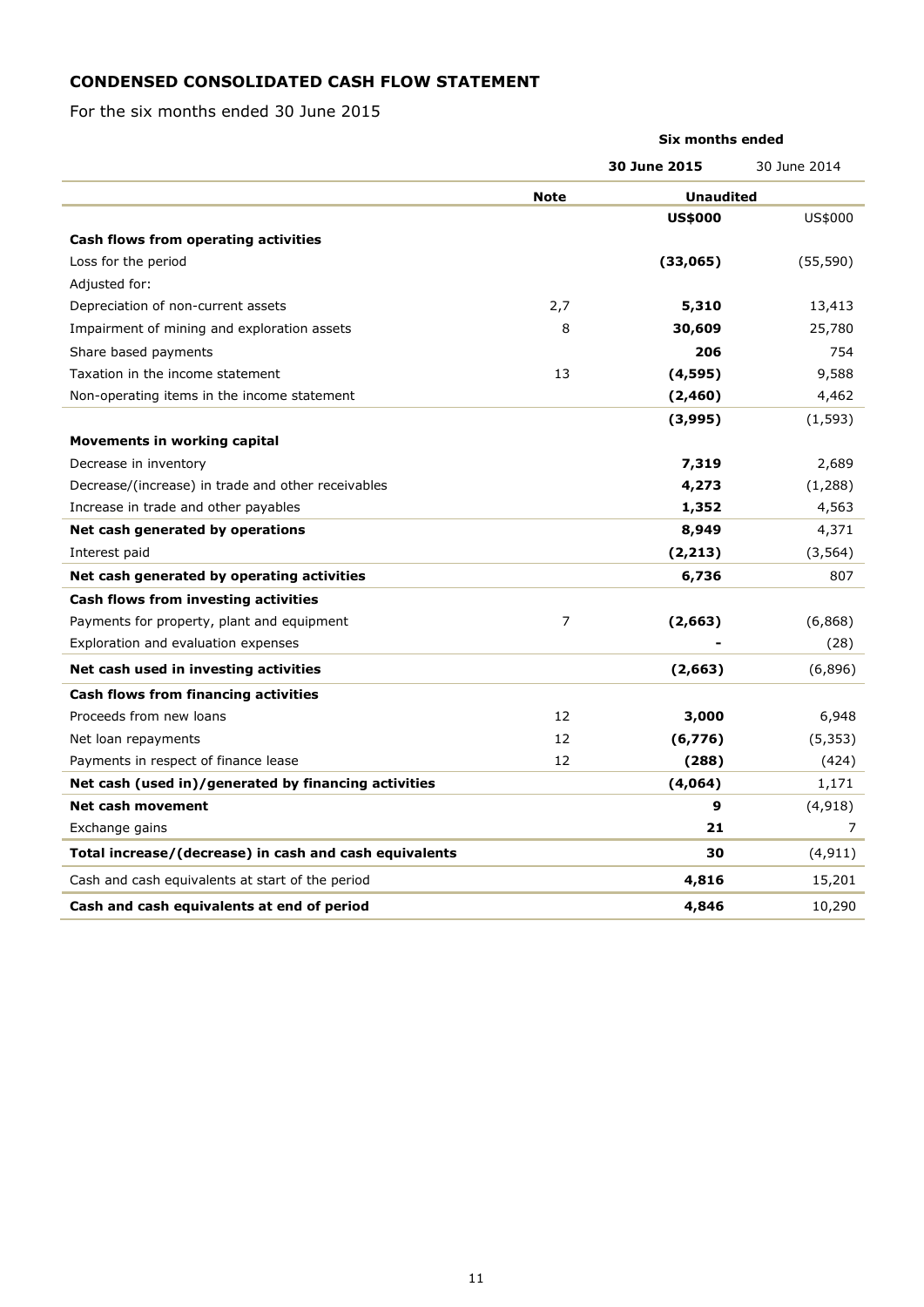## CONDENSED CONSOLIDATED CASH FLOW STATEMENT

For the six months ended 30 June 2015

| | | Six months ended | |
|---|---|---|---|
| | | **30 June 2015** | 30 June 2014 |
| | **Note** | **Unaudited** | |
| | | **US$000** | US$000 |
| **Cash flows from operating activities** | | | |
| Loss for the period | | **(33,065)** | (55,590) |
| Adjusted for: | | | |
| Depreciation of non-current assets | 2,7 | **5,310** | 13,413 |
| Impairment of mining and exploration assets | 8 | **30,609** | 25,780 |
| Share based payments | | **206** | 754 |
| Taxation in the income statement | 13 | **(4,595)** | 9,588 |
| Non-operating items in the income statement | | **(2,460)** | 4,462 |
| | | **(3,995)** | (1,593) |
| **Movements in working capital** | | | |
| Decrease in inventory | | **7,319** | 2,689 |
| Decrease/(increase) in trade and other receivables | | **4,273** | (1,288) |
| Increase in trade and other payables | | **1,352** | 4,563 |
| **Net cash generated by operations** | | **8,949** | 4,371 |
| Interest paid | | **(2,213)** | (3,564) |
| **Net cash generated by operating activities** | | **6,736** | 807 |
| **Cash flows from investing activities** | | | |
| Payments for property, plant and equipment | 7 | **(2,663)** | (6,868) |
| Exploration and evaluation expenses | | **-** | (28) |
| **Net cash used in investing activities** | | **(2,663)** | (6,896) |
| **Cash flows from financing activities** | | | |
| Proceeds from new loans | 12 | **3,000** | 6,948 |
| Net loan repayments | 12 | **(6,776)** | (5,353) |
| Payments in respect of finance lease | 12 | **(288)** | (424) |
| **Net cash (used in)/generated by financing activities** | | **(4,064)** | 1,171 |
| **Net cash movement** | | **9** | (4,918) |
| Exchange gains | | **21** | 7 |
| **Total increase/(decrease) in cash and cash equivalents** | | **30** | (4,911) |
| Cash and cash equivalents at start of the period | | **4,816** | 15,201 |
| **Cash and cash equivalents at end of period** | | **4,846** | 10,290 |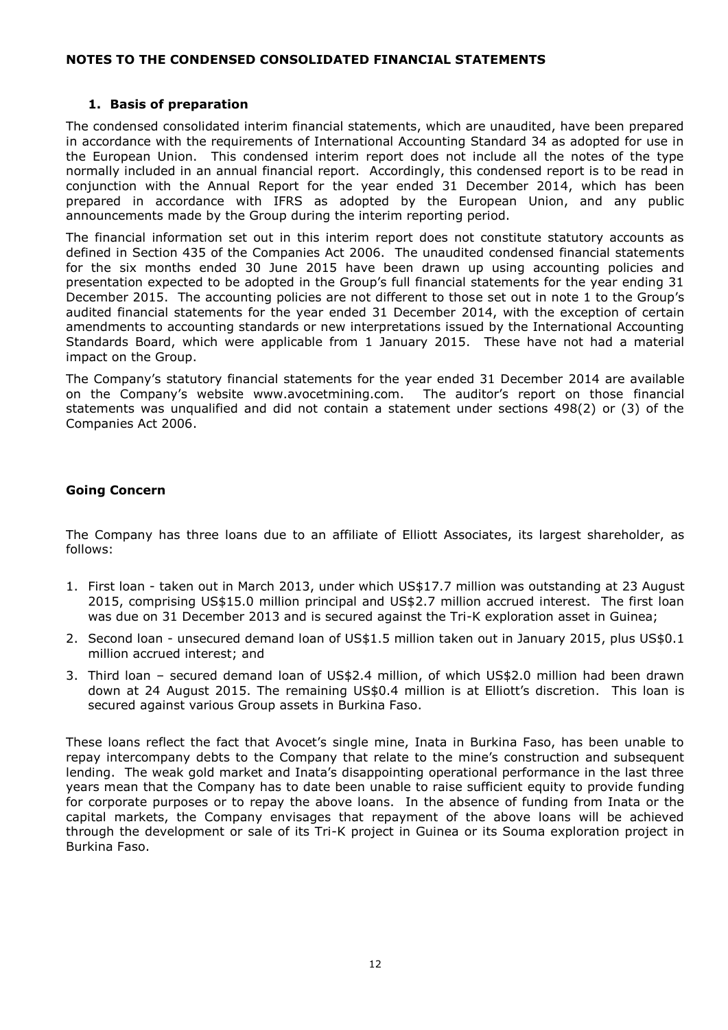## NOTES TO THE CONDENSED CONSOLIDATED FINANCIAL STATEMENTS

### 1. Basis of preparation

The condensed consolidated interim financial statements, which are unaudited, have been prepared in accordance with the requirements of International Accounting Standard 34 as adopted for use in the European Union. This condensed interim report does not include all the notes of the type normally included in an annual financial report. Accordingly, this condensed report is to be read in conjunction with the Annual Report for the year ended 31 December 2014, which has been prepared in accordance with IFRS as adopted by the European Union, and any public announcements made by the Group during the interim reporting period.

The financial information set out in this interim report does not constitute statutory accounts as defined in Section 435 of the Companies Act 2006. The unaudited condensed financial statements for the six months ended 30 June 2015 have been drawn up using accounting policies and presentation expected to be adopted in the Group's full financial statements for the year ending 31 December 2015. The accounting policies are not different to those set out in note 1 to the Group's audited financial statements for the year ended 31 December 2014, with the exception of certain amendments to accounting standards or new interpretations issued by the International Accounting Standards Board, which were applicable from 1 January 2015. These have not had a material impact on the Group.

The Company's statutory financial statements for the year ended 31 December 2014 are available on the Company's website www.avocetmining.com. The auditor's report on those financial statements was unqualified and did not contain a statement under sections 498(2) or (3) of the Companies Act 2006.

### Going Concern

The Company has three loans due to an affiliate of Elliott Associates, its largest shareholder, as follows:

1. First loan - taken out in March 2013, under which US$17.7 million was outstanding at 23 August 2015, comprising US$15.0 million principal and US$2.7 million accrued interest. The first loan was due on 31 December 2013 and is secured against the Tri-K exploration asset in Guinea;
2. Second loan - unsecured demand loan of US$1.5 million taken out in January 2015, plus US$0.1 million accrued interest; and
3. Third loan – secured demand loan of US$2.4 million, of which US$2.0 million had been drawn down at 24 August 2015. The remaining US$0.4 million is at Elliott's discretion. This loan is secured against various Group assets in Burkina Faso.

These loans reflect the fact that Avocet's single mine, Inata in Burkina Faso, has been unable to repay intercompany debts to the Company that relate to the mine's construction and subsequent lending. The weak gold market and Inata's disappointing operational performance in the last three years mean that the Company has to date been unable to raise sufficient equity to provide funding for corporate purposes or to repay the above loans. In the absence of funding from Inata or the capital markets, the Company envisages that repayment of the above loans will be achieved through the development or sale of its Tri-K project in Guinea or its Souma exploration project in Burkina Faso.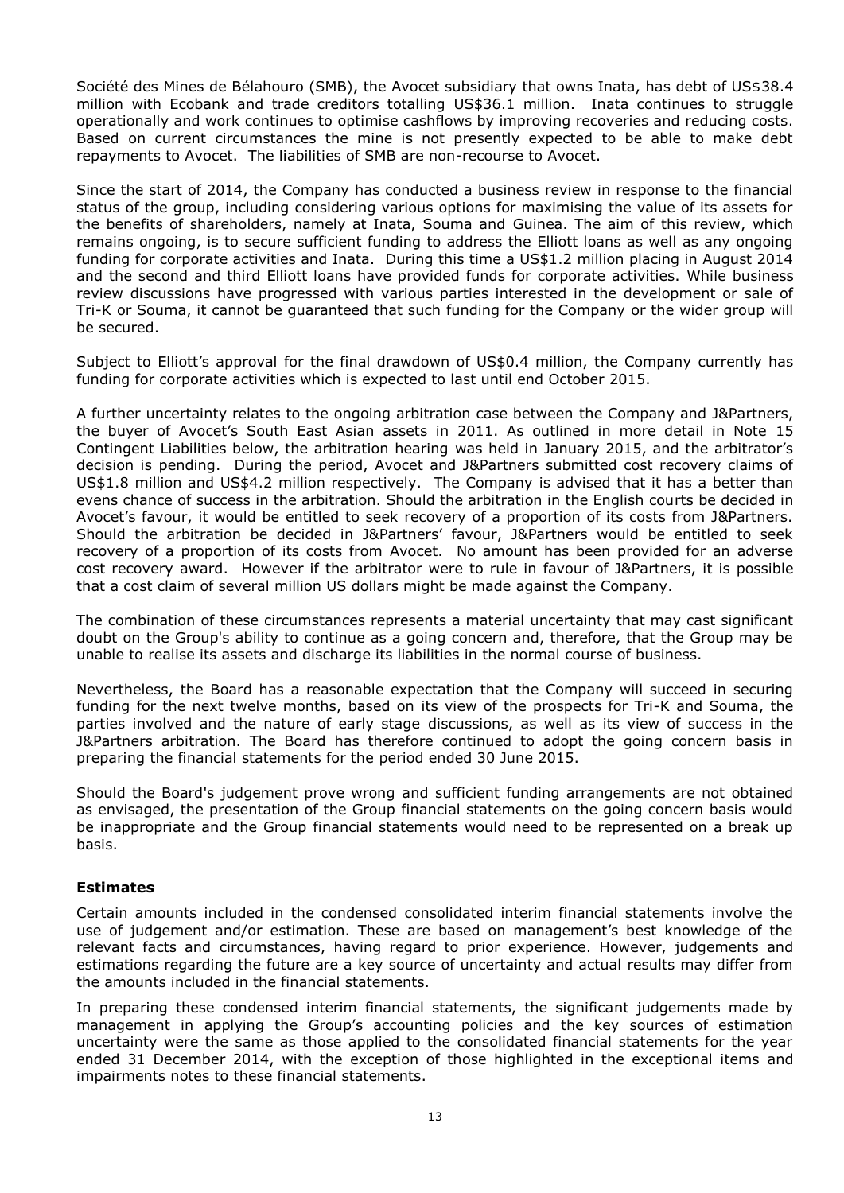Société des Mines de Bélahouro (SMB), the Avocet subsidiary that owns Inata, has debt of US$38.4 million with Ecobank and trade creditors totalling US$36.1 million. Inata continues to struggle operationally and work continues to optimise cashflows by improving recoveries and reducing costs. Based on current circumstances the mine is not presently expected to be able to make debt repayments to Avocet. The liabilities of SMB are non-recourse to Avocet.

Since the start of 2014, the Company has conducted a business review in response to the financial status of the group, including considering various options for maximising the value of its assets for the benefits of shareholders, namely at Inata, Souma and Guinea. The aim of this review, which remains ongoing, is to secure sufficient funding to address the Elliott loans as well as any ongoing funding for corporate activities and Inata. During this time a US$1.2 million placing in August 2014 and the second and third Elliott loans have provided funds for corporate activities. While business review discussions have progressed with various parties interested in the development or sale of Tri-K or Souma, it cannot be guaranteed that such funding for the Company or the wider group will be secured.

Subject to Elliott's approval for the final drawdown of US$0.4 million, the Company currently has funding for corporate activities which is expected to last until end October 2015.

A further uncertainty relates to the ongoing arbitration case between the Company and J&Partners, the buyer of Avocet's South East Asian assets in 2011. As outlined in more detail in Note 15 Contingent Liabilities below, the arbitration hearing was held in January 2015, and the arbitrator's decision is pending. During the period, Avocet and J&Partners submitted cost recovery claims of US$1.8 million and US$4.2 million respectively. The Company is advised that it has a better than evens chance of success in the arbitration. Should the arbitration in the English courts be decided in Avocet's favour, it would be entitled to seek recovery of a proportion of its costs from J&Partners. Should the arbitration be decided in J&Partners' favour, J&Partners would be entitled to seek recovery of a proportion of its costs from Avocet. No amount has been provided for an adverse cost recovery award. However if the arbitrator were to rule in favour of J&Partners, it is possible that a cost claim of several million US dollars might be made against the Company.

The combination of these circumstances represents a material uncertainty that may cast significant doubt on the Group's ability to continue as a going concern and, therefore, that the Group may be unable to realise its assets and discharge its liabilities in the normal course of business.

Nevertheless, the Board has a reasonable expectation that the Company will succeed in securing funding for the next twelve months, based on its view of the prospects for Tri-K and Souma, the parties involved and the nature of early stage discussions, as well as its view of success in the J&Partners arbitration. The Board has therefore continued to adopt the going concern basis in preparing the financial statements for the period ended 30 June 2015.

Should the Board's judgement prove wrong and sufficient funding arrangements are not obtained as envisaged, the presentation of the Group financial statements on the going concern basis would be inappropriate and the Group financial statements would need to be represented on a break up basis.

**Estimates**

Certain amounts included in the condensed consolidated interim financial statements involve the use of judgement and/or estimation. These are based on management's best knowledge of the relevant facts and circumstances, having regard to prior experience. However, judgements and estimations regarding the future are a key source of uncertainty and actual results may differ from the amounts included in the financial statements.

In preparing these condensed interim financial statements, the significant judgements made by management in applying the Group's accounting policies and the key sources of estimation uncertainty were the same as those applied to the consolidated financial statements for the year ended 31 December 2014, with the exception of those highlighted in the exceptional items and impairments notes to these financial statements.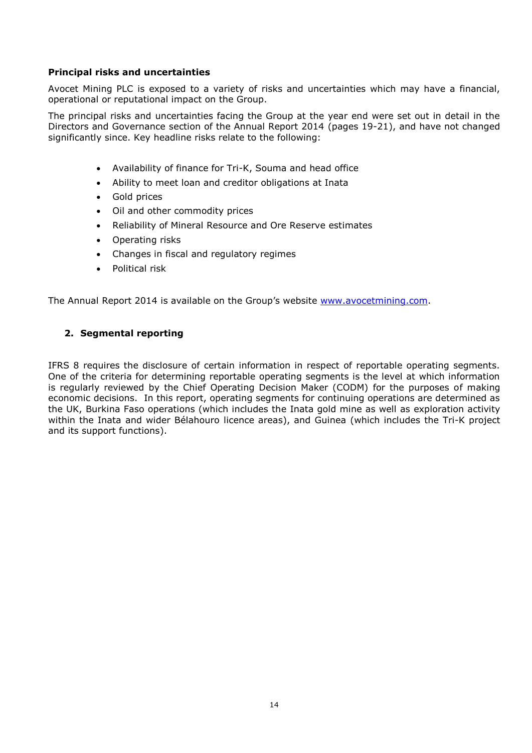**Principal risks and uncertainties**

Avocet Mining PLC is exposed to a variety of risks and uncertainties which may have a financial, operational or reputational impact on the Group.

The principal risks and uncertainties facing the Group at the year end were set out in detail in the Directors and Governance section of the Annual Report 2014 (pages 19-21), and have not changed significantly since. Key headline risks relate to the following:

- Availability of finance for Tri-K, Souma and head office
- Ability to meet loan and creditor obligations at Inata
- Gold prices
- Oil and other commodity prices
- Reliability of Mineral Resource and Ore Reserve estimates
- Operating risks
- Changes in fiscal and regulatory regimes
- Political risk

The Annual Report 2014 is available on the Group's website www.avocetmining.com.

## 2. Segmental reporting

IFRS 8 requires the disclosure of certain information in respect of reportable operating segments. One of the criteria for determining reportable operating segments is the level at which information is regularly reviewed by the Chief Operating Decision Maker (CODM) for the purposes of making economic decisions. In this report, operating segments for continuing operations are determined as the UK, Burkina Faso operations (which includes the Inata gold mine as well as exploration activity within the Inata and wider Bélahouro licence areas), and Guinea (which includes the Tri-K project and its support functions).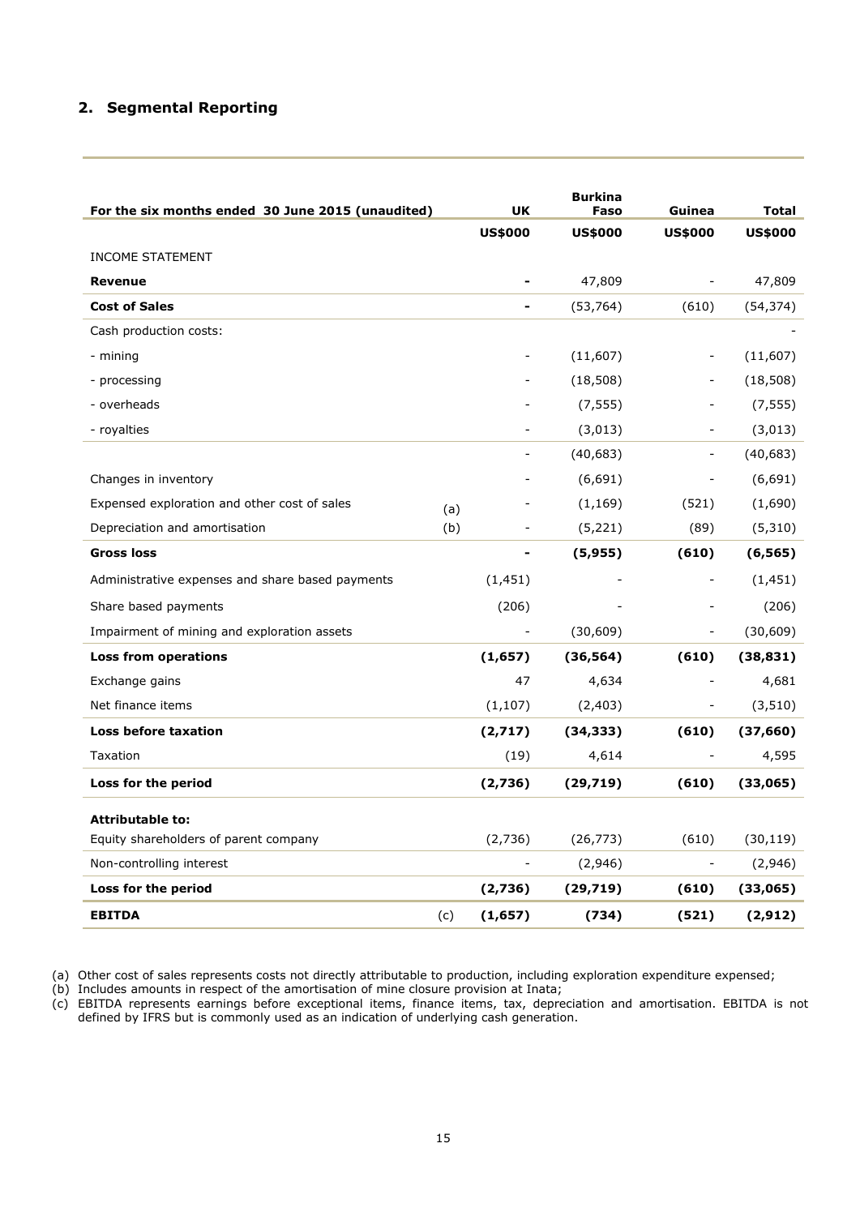## 2. Segmental Reporting

| For the six months ended 30 June 2015 (unaudited) | | UK | Burkina Faso | Guinea | Total |
|---|---|---|---|---|---|
| | | **US$000** | **US$000** | **US$000** | **US$000** |
| INCOME STATEMENT | | | | | |
| **Revenue** | | **-** | 47,809 | - | 47,809 |
| **Cost of Sales** | | **-** | (53,764) | (610) | (54,374) |
| Cash production costs: | | | | | - |
| - mining | | - | (11,607) | - | (11,607) |
| - processing | | - | (18,508) | - | (18,508) |
| - overheads | | - | (7,555) | - | (7,555) |
| - royalties | | - | (3,013) | - | (3,013) |
| | | - | (40,683) | - | (40,683) |
| Changes in inventory | | - | (6,691) | - | (6,691) |
| Expensed exploration and other cost of sales | (a) | - | (1,169) | (521) | (1,690) |
| Depreciation and amortisation | (b) | - | (5,221) | (89) | (5,310) |
| **Gross loss** | | **-** | **(5,955)** | **(610)** | **(6,565)** |
| Administrative expenses and share based payments | | (1,451) | - | - | (1,451) |
| Share based payments | | (206) | - | - | (206) |
| Impairment of mining and exploration assets | | - | (30,609) | - | (30,609) |
| **Loss from operations** | | **(1,657)** | **(36,564)** | **(610)** | **(38,831)** |
| Exchange gains | | 47 | 4,634 | - | 4,681 |
| Net finance items | | (1,107) | (2,403) | - | (3,510) |
| **Loss before taxation** | | **(2,717)** | **(34,333)** | **(610)** | **(37,660)** |
| Taxation | | (19) | 4,614 | - | 4,595 |
| **Loss for the period** | | **(2,736)** | **(29,719)** | **(610)** | **(33,065)** |
| **Attributable to:** | | | | | |
| Equity shareholders of parent company | | (2,736) | (26,773) | (610) | (30,119) |
| Non-controlling interest | | - | (2,946) | - | (2,946) |
| **Loss for the period** | | **(2,736)** | **(29,719)** | **(610)** | **(33,065)** |
| **EBITDA** | (c) | **(1,657)** | **(734)** | **(521)** | **(2,912)** |

(a) Other cost of sales represents costs not directly attributable to production, including exploration expenditure expensed;
(b) Includes amounts in respect of the amortisation of mine closure provision at Inata;
(c) EBITDA represents earnings before exceptional items, finance items, tax, depreciation and amortisation. EBITDA is not defined by IFRS but is commonly used as an indication of underlying cash generation.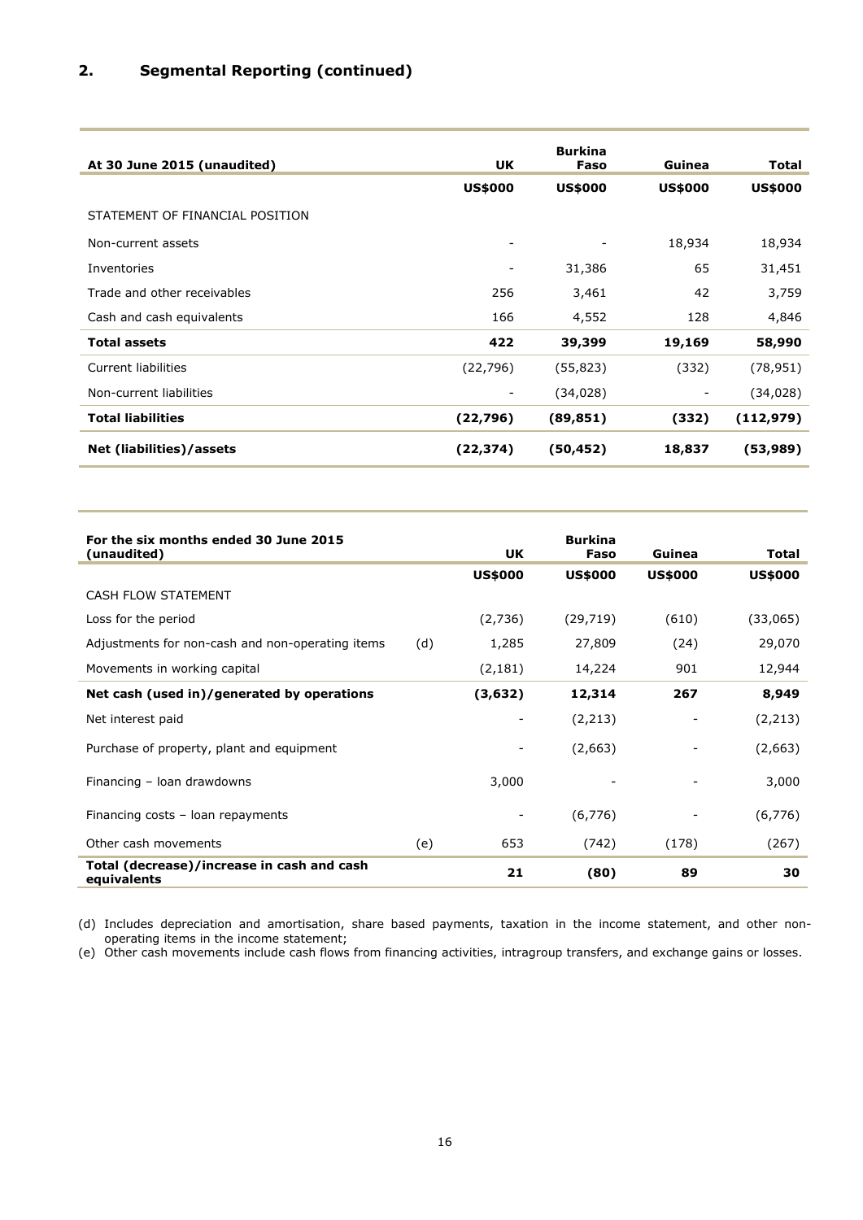## 2. Segmental Reporting (continued)

| At 30 June 2015 (unaudited) | UK | Burkina Faso | Guinea | Total |
|---|---|---|---|---|
| | **US$000** | **US$000** | **US$000** | **US$000** |
| STATEMENT OF FINANCIAL POSITION | | | | |
| Non-current assets | - | - | 18,934 | 18,934 |
| Inventories | - | 31,386 | 65 | 31,451 |
| Trade and other receivables | 256 | 3,461 | 42 | 3,759 |
| Cash and cash equivalents | 166 | 4,552 | 128 | 4,846 |
| **Total assets** | **422** | **39,399** | **19,169** | **58,990** |
| Current liabilities | (22,796) | (55,823) | (332) | (78,951) |
| Non-current liabilities | - | (34,028) | - | (34,028) |
| **Total liabilities** | **(22,796)** | **(89,851)** | **(332)** | **(112,979)** |
| **Net (liabilities)/assets** | **(22,374)** | **(50,452)** | **18,837** | **(53,989)** |

| For the six months ended 30 June 2015 (unaudited) | | UK | Burkina Faso | Guinea | Total |
|---|---|---|---|---|---|
| | | **US$000** | **US$000** | **US$000** | **US$000** |
| CASH FLOW STATEMENT | | | | | |
| Loss for the period | | (2,736) | (29,719) | (610) | (33,065) |
| Adjustments for non-cash and non-operating items | (d) | 1,285 | 27,809 | (24) | 29,070 |
| Movements in working capital | | (2,181) | 14,224 | 901 | 12,944 |
| **Net cash (used in)/generated by operations** | | **(3,632)** | **12,314** | **267** | **8,949** |
| Net interest paid | | - | (2,213) | - | (2,213) |
| Purchase of property, plant and equipment | | - | (2,663) | - | (2,663) |
| Financing – loan drawdowns | | 3,000 | - | - | 3,000 |
| Financing costs – loan repayments | | - | (6,776) | - | (6,776) |
| Other cash movements | (e) | 653 | (742) | (178) | (267) |
| **Total (decrease)/increase in cash and cash equivalents** | | **21** | **(80)** | **89** | **30** |

(d) Includes depreciation and amortisation, share based payments, taxation in the income statement, and other non-operating items in the income statement;

(e) Other cash movements include cash flows from financing activities, intragroup transfers, and exchange gains or losses.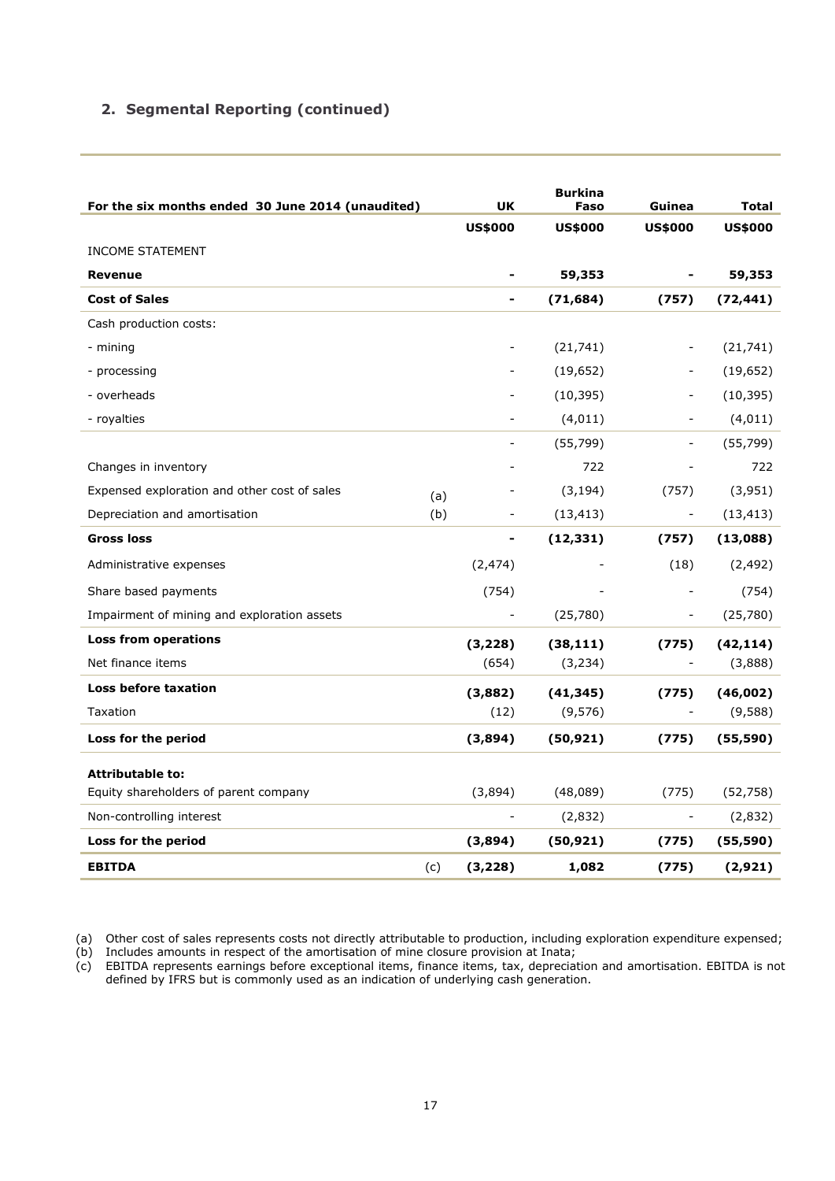## 2. Segmental Reporting (continued)

| For the six months ended 30 June 2014 (unaudited) | | UK | Burkina Faso | Guinea | Total |
|---|---|---|---|---|---|
| | | US$000 | US$000 | US$000 | US$000 |
| INCOME STATEMENT | | | | | |
| **Revenue** | | **-** | **59,353** | **-** | **59,353** |
| **Cost of Sales** | | **-** | **(71,684)** | **(757)** | **(72,441)** |
| Cash production costs: | | | | | |
| - mining | | - | (21,741) | - | (21,741) |
| - processing | | - | (19,652) | - | (19,652) |
| - overheads | | - | (10,395) | - | (10,395) |
| - royalties | | - | (4,011) | - | (4,011) |
| | | - | (55,799) | - | (55,799) |
| Changes in inventory | | - | 722 | - | 722 |
| Expensed exploration and other cost of sales | (a) | - | (3,194) | (757) | (3,951) |
| Depreciation and amortisation | (b) | - | (13,413) | - | (13,413) |
| **Gross loss** | | **-** | **(12,331)** | **(757)** | **(13,088)** |
| Administrative expenses | | (2,474) | - | (18) | (2,492) |
| Share based payments | | (754) | - | - | (754) |
| Impairment of mining and exploration assets | | - | (25,780) | - | (25,780) |
| **Loss from operations** | | **(3,228)** | **(38,111)** | **(775)** | **(42,114)** |
| Net finance items | | (654) | (3,234) | - | (3,888) |
| **Loss before taxation** | | **(3,882)** | **(41,345)** | **(775)** | **(46,002)** |
| Taxation | | (12) | (9,576) | - | (9,588) |
| **Loss for the period** | | **(3,894)** | **(50,921)** | **(775)** | **(55,590)** |
| **Attributable to:** | | | | | |
| Equity shareholders of parent company | | (3,894) | (48,089) | (775) | (52,758) |
| Non-controlling interest | | - | (2,832) | - | (2,832) |
| **Loss for the period** | | **(3,894)** | **(50,921)** | **(775)** | **(55,590)** |
| **EBITDA** | (c) | **(3,228)** | **1,082** | **(775)** | **(2,921)** |

(a) Other cost of sales represents costs not directly attributable to production, including exploration expenditure expensed;
(b) Includes amounts in respect of the amortisation of mine closure provision at Inata;
(c) EBITDA represents earnings before exceptional items, finance items, tax, depreciation and amortisation. EBITDA is not defined by IFRS but is commonly used as an indication of underlying cash generation.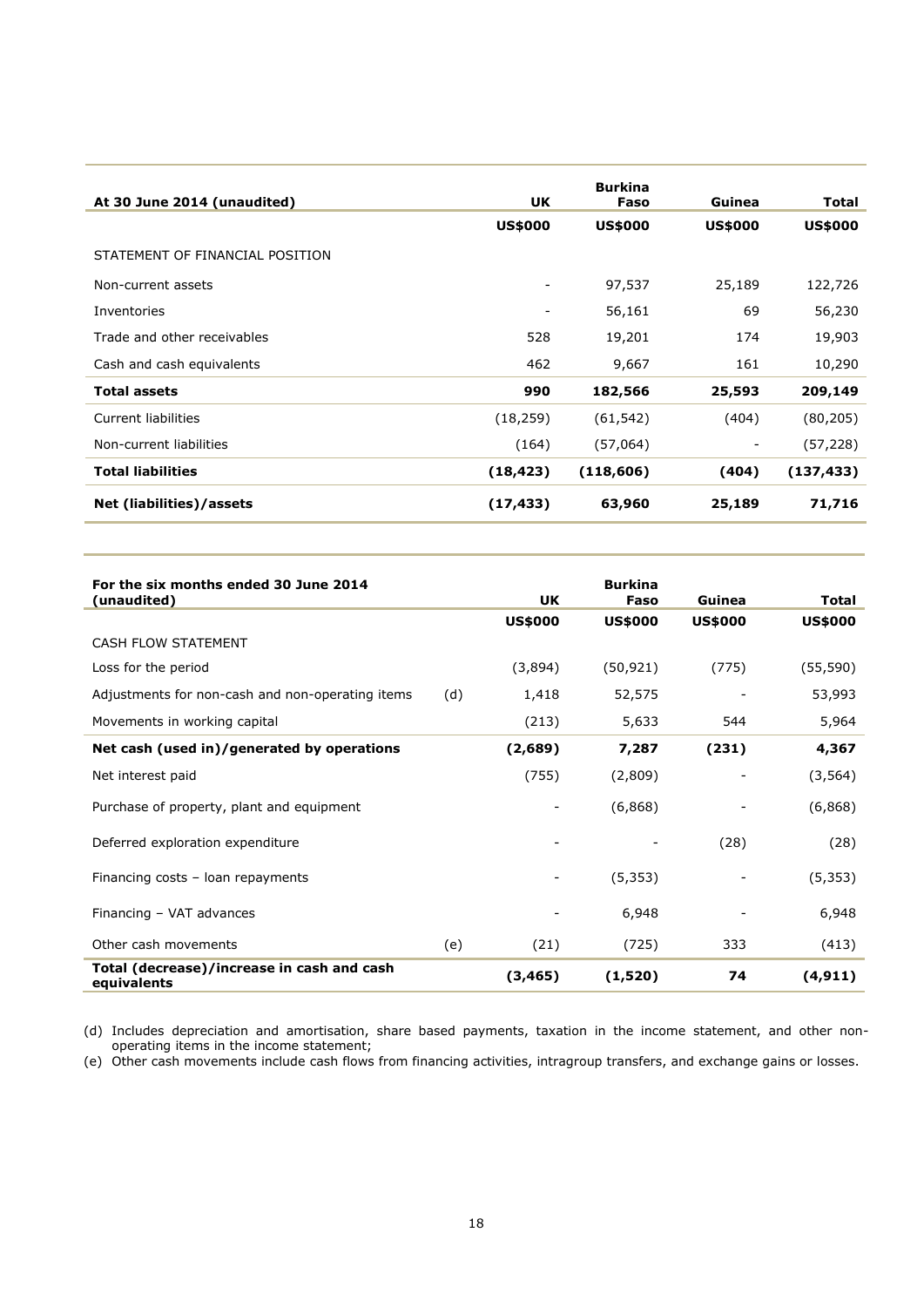| At 30 June 2014 (unaudited) | UK | Burkina Faso | Guinea | Total |
|---|---|---|---|---|
| | **US$000** | **US$000** | **US$000** | **US$000** |
| STATEMENT OF FINANCIAL POSITION | | | | |
| Non-current assets | - | 97,537 | 25,189 | 122,726 |
| Inventories | - | 56,161 | 69 | 56,230 |
| Trade and other receivables | 528 | 19,201 | 174 | 19,903 |
| Cash and cash equivalents | 462 | 9,667 | 161 | 10,290 |
| **Total assets** | **990** | **182,566** | **25,593** | **209,149** |
| Current liabilities | (18,259) | (61,542) | (404) | (80,205) |
| Non-current liabilities | (164) | (57,064) | - | (57,228) |
| **Total liabilities** | **(18,423)** | **(118,606)** | **(404)** | **(137,433)** |
| **Net (liabilities)/assets** | **(17,433)** | **63,960** | **25,189** | **71,716** |

| For the six months ended 30 June 2014 (unaudited) | | UK | Burkina Faso | Guinea | Total |
|---|---|---|---|---|---|
| | | **US$000** | **US$000** | **US$000** | **US$000** |
| CASH FLOW STATEMENT | | | | | |
| Loss for the period | | (3,894) | (50,921) | (775) | (55,590) |
| Adjustments for non-cash and non-operating items | (d) | 1,418 | 52,575 | - | 53,993 |
| Movements in working capital | | (213) | 5,633 | 544 | 5,964 |
| **Net cash (used in)/generated by operations** | | **(2,689)** | **7,287** | **(231)** | **4,367** |
| Net interest paid | | (755) | (2,809) | - | (3,564) |
| Purchase of property, plant and equipment | | - | (6,868) | - | (6,868) |
| Deferred exploration expenditure | | - | - | (28) | (28) |
| Financing costs – loan repayments | | - | (5,353) | - | (5,353) |
| Financing – VAT advances | | - | 6,948 | - | 6,948 |
| Other cash movements | (e) | (21) | (725) | 333 | (413) |
| **Total (decrease)/increase in cash and cash equivalents** | | **(3,465)** | **(1,520)** | **74** | **(4,911)** |

(d) Includes depreciation and amortisation, share based payments, taxation in the income statement, and other non-operating items in the income statement;

(e) Other cash movements include cash flows from financing activities, intragroup transfers, and exchange gains or losses.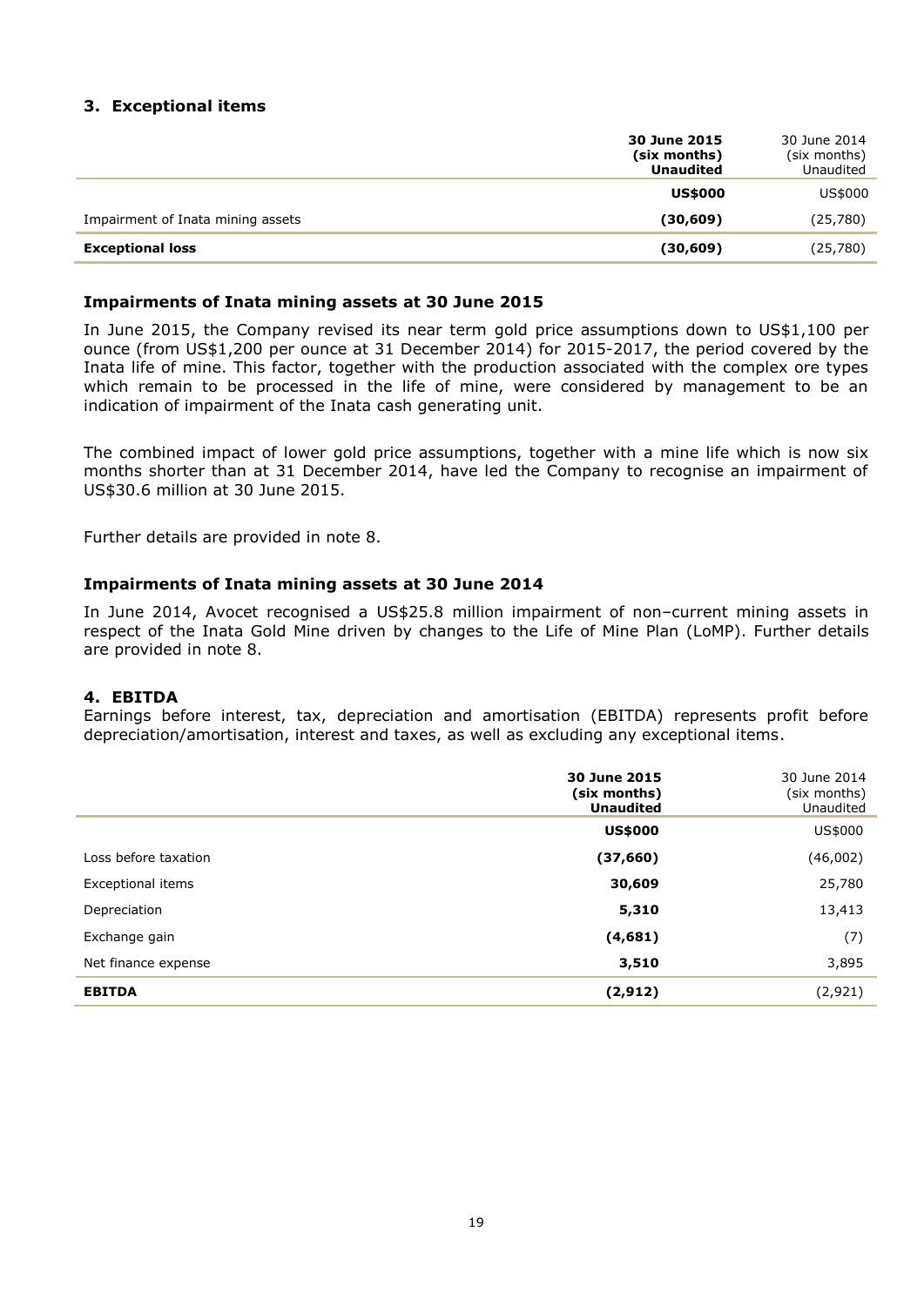## 3. Exceptional items

| | **30 June 2015 (six months) Unaudited** | 30 June 2014 (six months) Unaudited |
|---|---|---|
| | **US$000** | US$000 |
| Impairment of Inata mining assets | **(30,609)** | (25,780) |
| **Exceptional loss** | **(30,609)** | (25,780) |

### Impairments of Inata mining assets at 30 June 2015

In June 2015, the Company revised its near term gold price assumptions down to US$1,100 per ounce (from US$1,200 per ounce at 31 December 2014) for 2015-2017, the period covered by the Inata life of mine. This factor, together with the production associated with the complex ore types which remain to be processed in the life of mine, were considered by management to be an indication of impairment of the Inata cash generating unit.

The combined impact of lower gold price assumptions, together with a mine life which is now six months shorter than at 31 December 2014, have led the Company to recognise an impairment of US$30.6 million at 30 June 2015.

Further details are provided in note 8.

### Impairments of Inata mining assets at 30 June 2014

In June 2014, Avocet recognised a US$25.8 million impairment of non–current mining assets in respect of the Inata Gold Mine driven by changes to the Life of Mine Plan (LoMP). Further details are provided in note 8.

## 4. EBITDA

Earnings before interest, tax, depreciation and amortisation (EBITDA) represents profit before depreciation/amortisation, interest and taxes, as well as excluding any exceptional items.

| | **30 June 2015 (six months) Unaudited** | 30 June 2014 (six months) Unaudited |
|---|---|---|
| | **US$000** | US$000 |
| Loss before taxation | **(37,660)** | (46,002) |
| Exceptional items | **30,609** | 25,780 |
| Depreciation | **5,310** | 13,413 |
| Exchange gain | **(4,681)** | (7) |
| Net finance expense | **3,510** | 3,895 |
| **EBITDA** | **(2,912)** | (2,921) |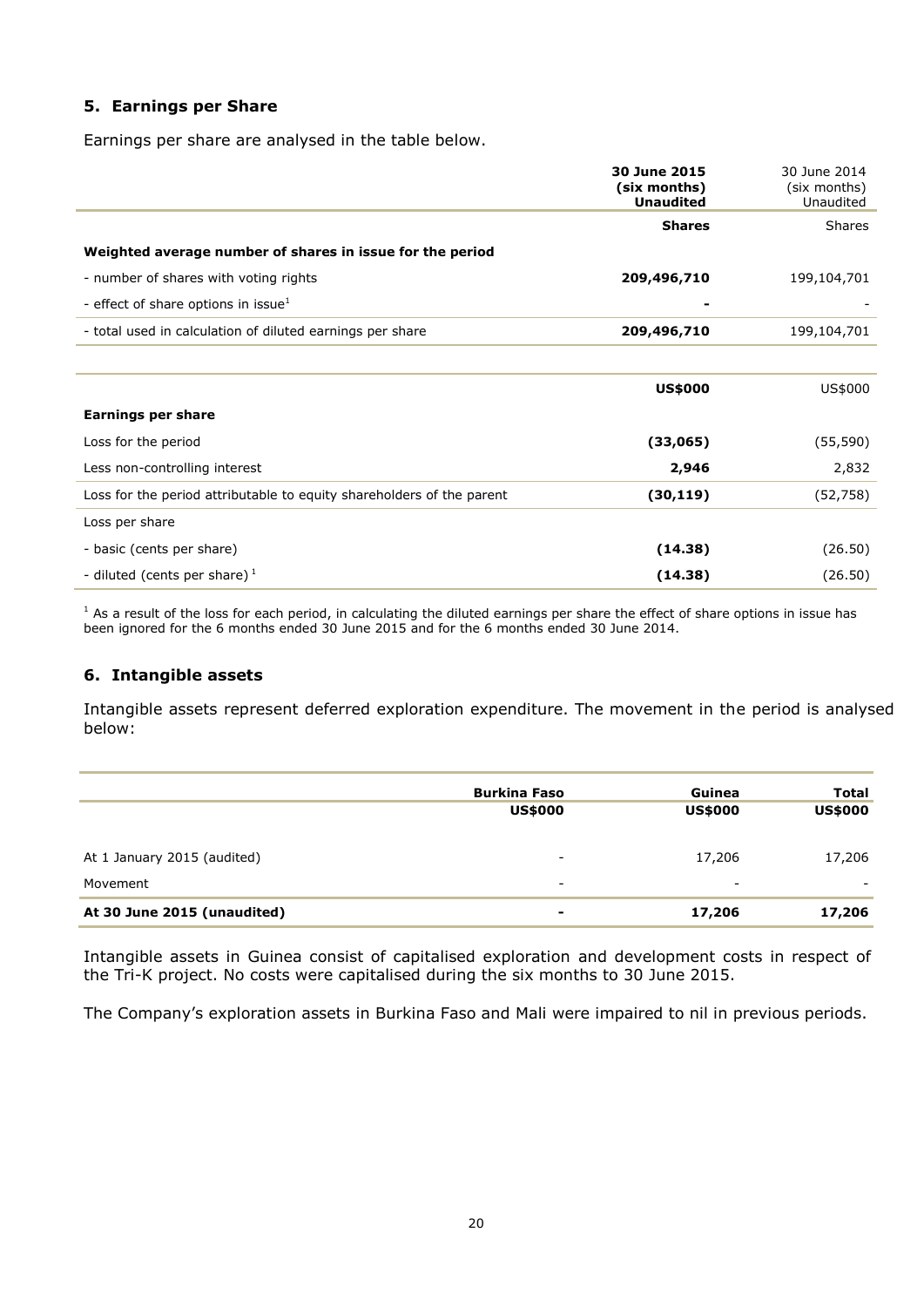## 5. Earnings per Share

Earnings per share are analysed in the table below.

| | **30 June 2015 (six months) Unaudited** | 30 June 2014 (six months) Unaudited |
|---|---|---|
| | **Shares** | Shares |
| **Weighted average number of shares in issue for the period** | | |
| - number of shares with voting rights | **209,496,710** | 199,104,701 |
| - effect of share options in issue[1] | **-** | - |
| - total used in calculation of diluted earnings per share | **209,496,710** | 199,104,701 |

| | **US$000** | US$000 |
|---|---|---|
| **Earnings per share** | | |
| Loss for the period | **(33,065)** | (55,590) |
| Less non-controlling interest | **2,946** | 2,832 |
| Loss for the period attributable to equity shareholders of the parent | **(30,119)** | (52,758) |
| Loss per share | | |
| - basic (cents per share) | **(14.38)** | (26.50) |
| - diluted (cents per share)[1] | **(14.38)** | (26.50) |

[1] As a result of the loss for each period, in calculating the diluted earnings per share the effect of share options in issue has been ignored for the 6 months ended 30 June 2015 and for the 6 months ended 30 June 2014.

## 6. Intangible assets

Intangible assets represent deferred exploration expenditure. The movement in the period is analysed below:

| | **Burkina Faso** | **Guinea** | **Total** |
|---|---|---|---|
| | **US$000** | **US$000** | **US$000** |
| At 1 January 2015 (audited) | - | 17,206 | 17,206 |
| Movement | - | - | - |
| **At 30 June 2015 (unaudited)** | **-** | **17,206** | **17,206** |

Intangible assets in Guinea consist of capitalised exploration and development costs in respect of the Tri-K project. No costs were capitalised during the six months to 30 June 2015.

The Company's exploration assets in Burkina Faso and Mali were impaired to nil in previous periods.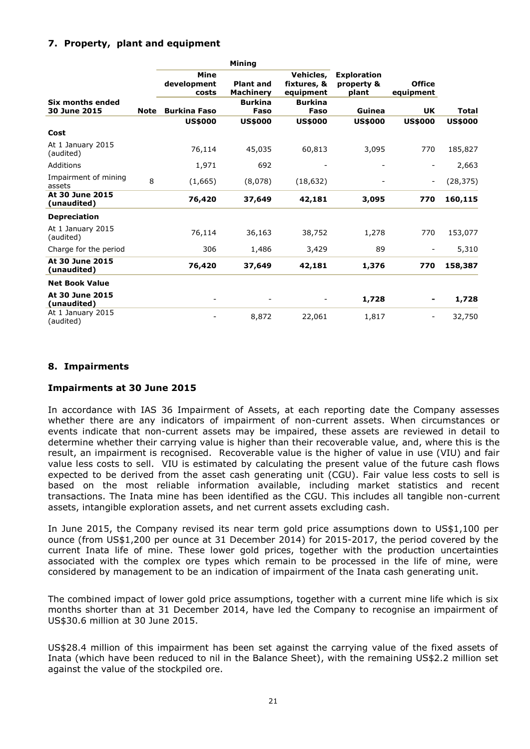## 7. Property, plant and equipment

| | | Mining | | | | | |
|---|---|---|---|---|---|---|---|
| | | Mine development costs | Plant and Machinery | Vehicles, fixtures, & equipment | Exploration property & plant | Office equipment | |
| **Six months ended 30 June 2015** | **Note** | **Burkina Faso** | **Burkina Faso** | **Burkina Faso** | **Guinea** | **UK** | **Total** |
| | | **US$000** | **US$000** | **US$000** | **US$000** | **US$000** | **US$000** |
| **Cost** | | | | | | | |
| At 1 January 2015 (audited) | | 76,114 | 45,035 | 60,813 | 3,095 | 770 | 185,827 |
| Additions | | 1,971 | 692 | - | - | - | 2,663 |
| Impairment of mining assets | 8 | (1,665) | (8,078) | (18,632) | - | - | (28,375) |
| **At 30 June 2015 (unaudited)** | | **76,420** | **37,649** | **42,181** | **3,095** | **770** | **160,115** |
| **Depreciation** | | | | | | | |
| At 1 January 2015 (audited) | | 76,114 | 36,163 | 38,752 | 1,278 | 770 | 153,077 |
| Charge for the period | | 306 | 1,486 | 3,429 | 89 | - | 5,310 |
| **At 30 June 2015 (unaudited)** | | **76,420** | **37,649** | **42,181** | **1,376** | **770** | **158,387** |
| **Net Book Value** | | | | | | | |
| **At 30 June 2015 (unaudited)** | | - | - | - | **1,728** | **-** | **1,728** |
| At 1 January 2015 (audited) | | - | 8,872 | 22,061 | 1,817 | - | 32,750 |

## 8. Impairments

### Impairments at 30 June 2015

In accordance with IAS 36 Impairment of Assets, at each reporting date the Company assesses whether there are any indicators of impairment of non-current assets. When circumstances or events indicate that non-current assets may be impaired, these assets are reviewed in detail to determine whether their carrying value is higher than their recoverable value, and, where this is the result, an impairment is recognised. Recoverable value is the higher of value in use (VIU) and fair value less costs to sell. VIU is estimated by calculating the present value of the future cash flows expected to be derived from the asset cash generating unit (CGU). Fair value less costs to sell is based on the most reliable information available, including market statistics and recent transactions. The Inata mine has been identified as the CGU. This includes all tangible non-current assets, intangible exploration assets, and net current assets excluding cash.

In June 2015, the Company revised its near term gold price assumptions down to US$1,100 per ounce (from US$1,200 per ounce at 31 December 2014) for 2015-2017, the period covered by the current Inata life of mine. These lower gold prices, together with the production uncertainties associated with the complex ore types which remain to be processed in the life of mine, were considered by management to be an indication of impairment of the Inata cash generating unit.

The combined impact of lower gold price assumptions, together with a current mine life which is six months shorter than at 31 December 2014, have led the Company to recognise an impairment of US$30.6 million at 30 June 2015.

US$28.4 million of this impairment has been set against the carrying value of the fixed assets of Inata (which have been reduced to nil in the Balance Sheet), with the remaining US$2.2 million set against the value of the stockpiled ore.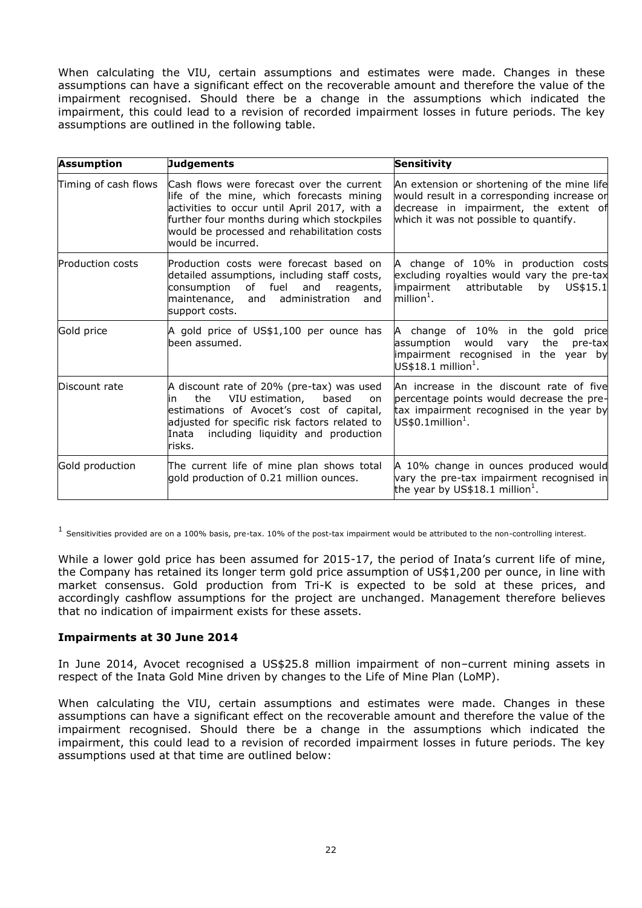When calculating the VIU, certain assumptions and estimates were made. Changes in these assumptions can have a significant effect on the recoverable amount and therefore the value of the impairment recognised. Should there be a change in the assumptions which indicated the impairment, this could lead to a revision of recorded impairment losses in future periods. The key assumptions are outlined in the following table.

| **Assumption** | **Judgements** | **Sensitivity** |
| --- | --- | --- |
| Timing of cash flows | Cash flows were forecast over the current life of the mine, which forecasts mining activities to occur until April 2017, with a further four months during which stockpiles would be processed and rehabilitation costs would be incurred. | An extension or shortening of the mine life would result in a corresponding increase or decrease in impairment, the extent of which it was not possible to quantify. |
| Production costs | Production costs were forecast based on detailed assumptions, including staff costs, consumption of fuel and reagents, maintenance, and administration and support costs. | A change of 10% in production costs excluding royalties would vary the pre-tax impairment attributable by US$15.1 million[1]. |
| Gold price | A gold price of US$1,100 per ounce has been assumed. | A change of 10% in the gold price assumption would vary the pre-tax impairment recognised in the year by US$18.1 million[1]. |
| Discount rate | A discount rate of 20% (pre-tax) was used in the VIU estimation, based on estimations of Avocet's cost of capital, adjusted for specific risk factors related to Inata including liquidity and production risks. | An increase in the discount rate of five percentage points would decrease the pre-tax impairment recognised in the year by US$0.1million[1]. |
| Gold production | The current life of mine plan shows total gold production of 0.21 million ounces. | A 10% change in ounces produced would vary the pre-tax impairment recognised in the year by US$18.1 million[1]. |

[1] Sensitivities provided are on a 100% basis, pre-tax. 10% of the post-tax impairment would be attributed to the non-controlling interest.

While a lower gold price has been assumed for 2015-17, the period of Inata's current life of mine, the Company has retained its longer term gold price assumption of US$1,200 per ounce, in line with market consensus. Gold production from Tri-K is expected to be sold at these prices, and accordingly cashflow assumptions for the project are unchanged. Management therefore believes that no indication of impairment exists for these assets.

### Impairments at 30 June 2014

In June 2014, Avocet recognised a US$25.8 million impairment of non–current mining assets in respect of the Inata Gold Mine driven by changes to the Life of Mine Plan (LoMP).

When calculating the VIU, certain assumptions and estimates were made. Changes in these assumptions can have a significant effect on the recoverable amount and therefore the value of the impairment recognised. Should there be a change in the assumptions which indicated the impairment, this could lead to a revision of recorded impairment losses in future periods. The key assumptions used at that time are outlined below: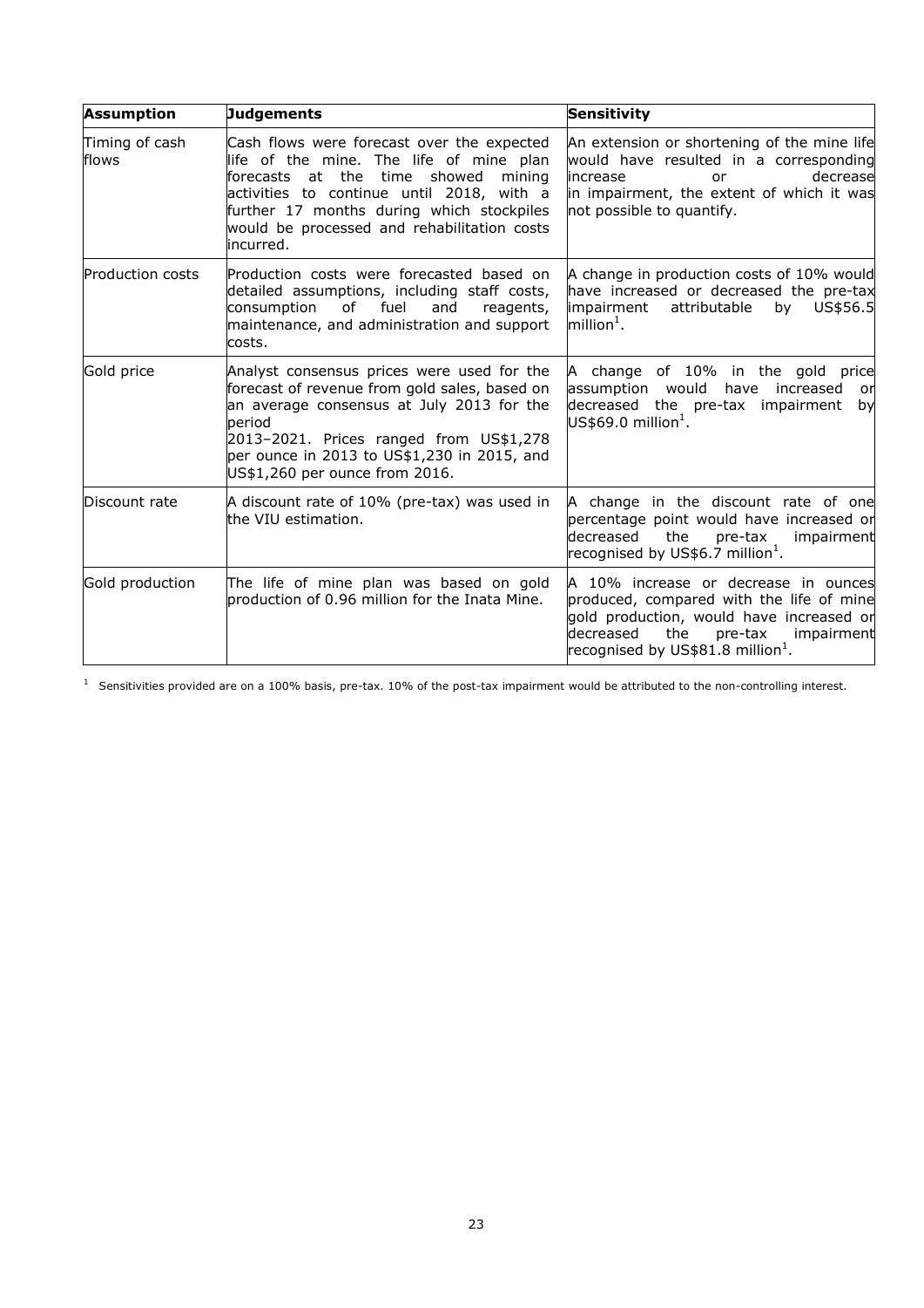| Assumption | Judgements | Sensitivity |
|---|---|---|
| Timing of cash flows | Cash flows were forecast over the expected life of the mine. The life of mine plan forecasts at the time showed mining activities to continue until 2018, with a further 17 months during which stockpiles would be processed and rehabilitation costs incurred. | An extension or shortening of the mine life would have resulted in a corresponding increase or decrease in impairment, the extent of which it was not possible to quantify. |
| Production costs | Production costs were forecasted based on detailed assumptions, including staff costs, consumption of fuel and reagents, maintenance, and administration and support costs. | A change in production costs of 10% would have increased or decreased the pre-tax impairment attributable by US$56.5 million[1]. |
| Gold price | Analyst consensus prices were used for the forecast of revenue from gold sales, based on an average consensus at July 2013 for the period 2013–2021. Prices ranged from US$1,278 per ounce in 2013 to US$1,230 in 2015, and US$1,260 per ounce from 2016. | A change of 10% in the gold price assumption would have increased or decreased the pre-tax impairment by US$69.0 million[1]. |
| Discount rate | A discount rate of 10% (pre-tax) was used in the VIU estimation. | A change in the discount rate of one percentage point would have increased or decreased the pre-tax impairment recognised by US$6.7 million[1]. |
| Gold production | The life of mine plan was based on gold production of 0.96 million for the Inata Mine. | A 10% increase or decrease in ounces produced, compared with the life of mine gold production, would have increased or decreased the pre-tax impairment recognised by US$81.8 million[1]. |

[1] Sensitivities provided are on a 100% basis, pre-tax. 10% of the post-tax impairment would be attributed to the non-controlling interest.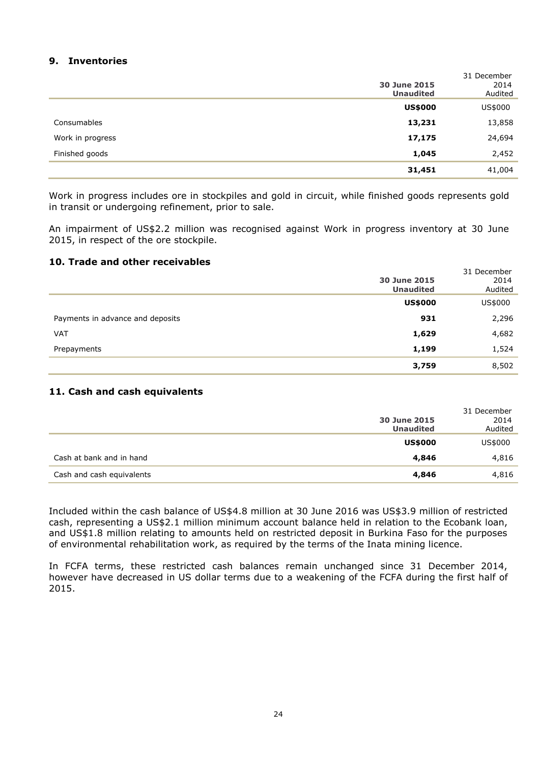## 9. Inventories

| | **30 June 2015 Unaudited** | 31 December 2014 Audited |
|---|---|---|
| | **US$000** | US$000 |
| Consumables | **13,231** | 13,858 |
| Work in progress | **17,175** | 24,694 |
| Finished goods | **1,045** | 2,452 |
| | **31,451** | 41,004 |

Work in progress includes ore in stockpiles and gold in circuit, while finished goods represents gold in transit or undergoing refinement, prior to sale.

An impairment of US$2.2 million was recognised against Work in progress inventory at 30 June 2015, in respect of the ore stockpile.

## 10. Trade and other receivables

| | **30 June 2015 Unaudited** | 31 December 2014 Audited |
|---|---|---|
| | **US$000** | US$000 |
| Payments in advance and deposits | **931** | 2,296 |
| VAT | **1,629** | 4,682 |
| Prepayments | **1,199** | 1,524 |
| | **3,759** | 8,502 |

## 11. Cash and cash equivalents

| | **30 June 2015 Unaudited** | 31 December 2014 Audited |
|---|---|---|
| | **US$000** | US$000 |
| Cash at bank and in hand | **4,846** | 4,816 |
| Cash and cash equivalents | **4,846** | 4,816 |

Included within the cash balance of US$4.8 million at 30 June 2016 was US$3.9 million of restricted cash, representing a US$2.1 million minimum account balance held in relation to the Ecobank loan, and US$1.8 million relating to amounts held on restricted deposit in Burkina Faso for the purposes of environmental rehabilitation work, as required by the terms of the Inata mining licence.

In FCFA terms, these restricted cash balances remain unchanged since 31 December 2014, however have decreased in US dollar terms due to a weakening of the FCFA during the first half of 2015.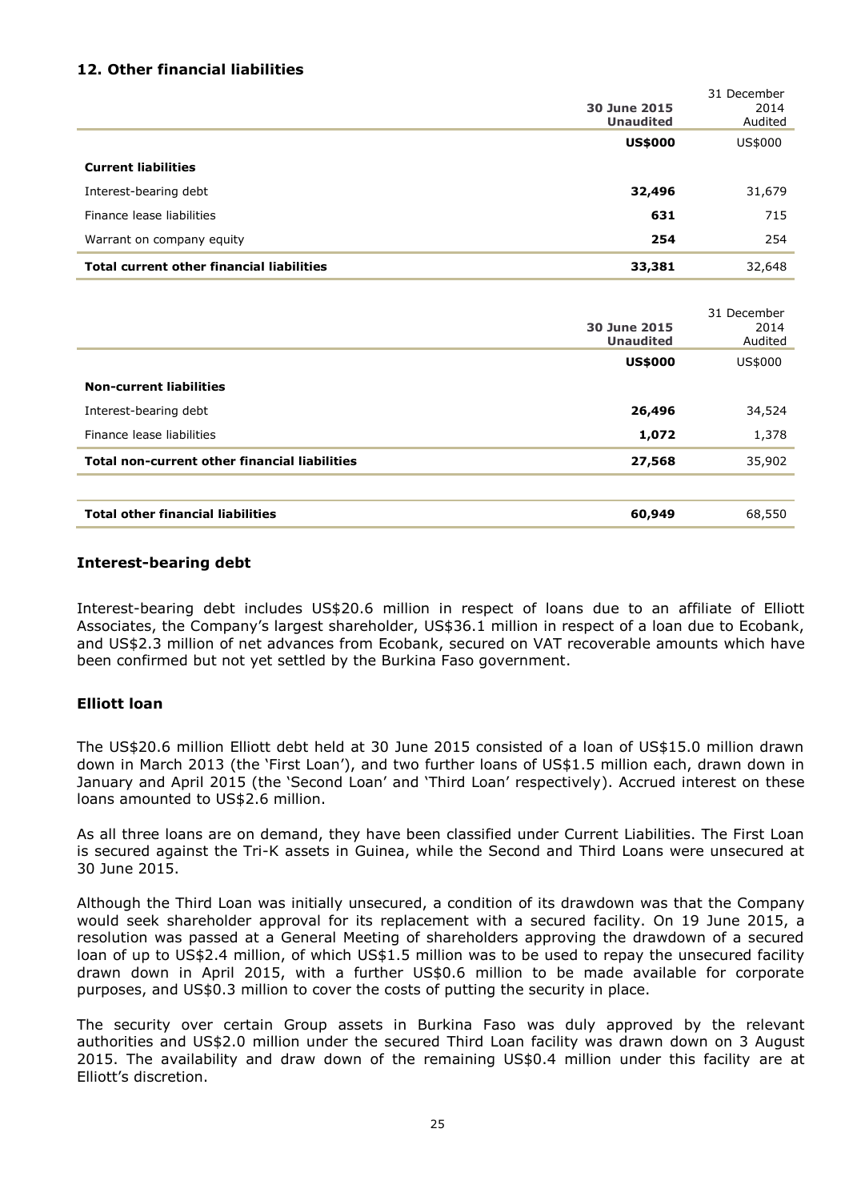## 12. Other financial liabilities

| | 30 June 2015 Unaudited | 31 December 2014 Audited |
|---|---|---|
| | **US$000** | US$000 |
| **Current liabilities** | | |
| Interest-bearing debt | **32,496** | 31,679 |
| Finance lease liabilities | **631** | 715 |
| Warrant on company equity | **254** | 254 |
| **Total current other financial liabilities** | **33,381** | 32,648 |

| | 30 June 2015 Unaudited | 31 December 2014 Audited |
|---|---|---|
| | **US$000** | US$000 |
| **Non-current liabilities** | | |
| Interest-bearing debt | **26,496** | 34,524 |
| Finance lease liabilities | **1,072** | 1,378 |
| **Total non-current other financial liabilities** | **27,568** | 35,902 |
| | | |
| **Total other financial liabilities** | **60,949** | 68,550 |

### Interest-bearing debt

Interest-bearing debt includes US$20.6 million in respect of loans due to an affiliate of Elliott Associates, the Company's largest shareholder, US$36.1 million in respect of a loan due to Ecobank, and US$2.3 million of net advances from Ecobank, secured on VAT recoverable amounts which have been confirmed but not yet settled by the Burkina Faso government.

### Elliott loan

The US$20.6 million Elliott debt held at 30 June 2015 consisted of a loan of US$15.0 million drawn down in March 2013 (the 'First Loan'), and two further loans of US$1.5 million each, drawn down in January and April 2015 (the 'Second Loan' and 'Third Loan' respectively). Accrued interest on these loans amounted to US$2.6 million.

As all three loans are on demand, they have been classified under Current Liabilities. The First Loan is secured against the Tri-K assets in Guinea, while the Second and Third Loans were unsecured at 30 June 2015.

Although the Third Loan was initially unsecured, a condition of its drawdown was that the Company would seek shareholder approval for its replacement with a secured facility. On 19 June 2015, a resolution was passed at a General Meeting of shareholders approving the drawdown of a secured loan of up to US$2.4 million, of which US$1.5 million was to be used to repay the unsecured facility drawn down in April 2015, with a further US$0.6 million to be made available for corporate purposes, and US$0.3 million to cover the costs of putting the security in place.

The security over certain Group assets in Burkina Faso was duly approved by the relevant authorities and US$2.0 million under the secured Third Loan facility was drawn down on 3 August 2015. The availability and draw down of the remaining US$0.4 million under this facility are at Elliott's discretion.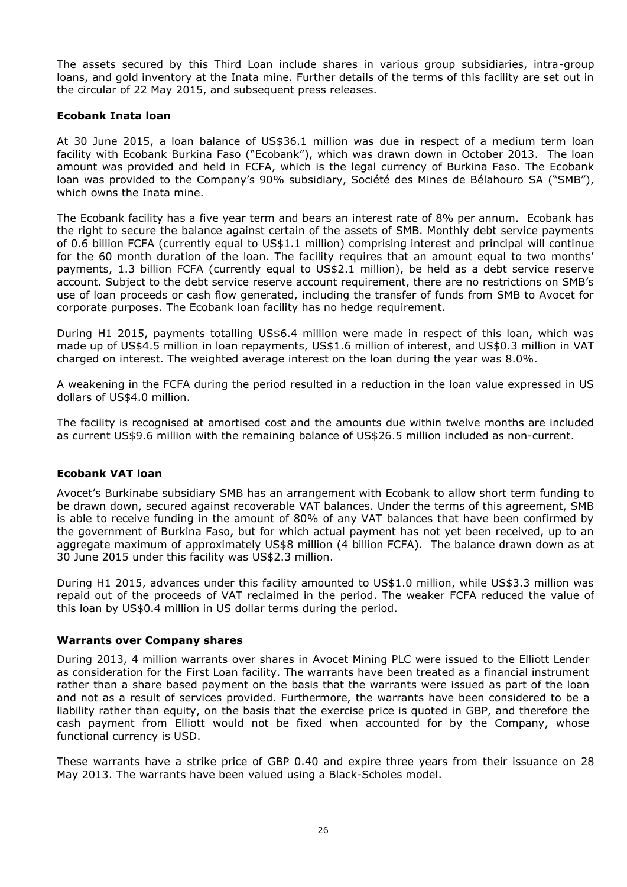The assets secured by this Third Loan include shares in various group subsidiaries, intra-group loans, and gold inventory at the Inata mine. Further details of the terms of this facility are set out in the circular of 22 May 2015, and subsequent press releases.

### Ecobank Inata loan

At 30 June 2015, a loan balance of US$36.1 million was due in respect of a medium term loan facility with Ecobank Burkina Faso ("Ecobank"), which was drawn down in October 2013. The loan amount was provided and held in FCFA, which is the legal currency of Burkina Faso. The Ecobank loan was provided to the Company's 90% subsidiary, Société des Mines de Bélahouro SA ("SMB"), which owns the Inata mine.

The Ecobank facility has a five year term and bears an interest rate of 8% per annum. Ecobank has the right to secure the balance against certain of the assets of SMB. Monthly debt service payments of 0.6 billion FCFA (currently equal to US$1.1 million) comprising interest and principal will continue for the 60 month duration of the loan. The facility requires that an amount equal to two months' payments, 1.3 billion FCFA (currently equal to US$2.1 million), be held as a debt service reserve account. Subject to the debt service reserve account requirement, there are no restrictions on SMB's use of loan proceeds or cash flow generated, including the transfer of funds from SMB to Avocet for corporate purposes. The Ecobank loan facility has no hedge requirement.

During H1 2015, payments totalling US$6.4 million were made in respect of this loan, which was made up of US$4.5 million in loan repayments, US$1.6 million of interest, and US$0.3 million in VAT charged on interest. The weighted average interest on the loan during the year was 8.0%.

A weakening in the FCFA during the period resulted in a reduction in the loan value expressed in US dollars of US$4.0 million.

The facility is recognised at amortised cost and the amounts due within twelve months are included as current US$9.6 million with the remaining balance of US$26.5 million included as non-current.

### Ecobank VAT loan

Avocet's Burkinabe subsidiary SMB has an arrangement with Ecobank to allow short term funding to be drawn down, secured against recoverable VAT balances. Under the terms of this agreement, SMB is able to receive funding in the amount of 80% of any VAT balances that have been confirmed by the government of Burkina Faso, but for which actual payment has not yet been received, up to an aggregate maximum of approximately US$8 million (4 billion FCFA). The balance drawn down as at 30 June 2015 under this facility was US$2.3 million.

During H1 2015, advances under this facility amounted to US$1.0 million, while US$3.3 million was repaid out of the proceeds of VAT reclaimed in the period. The weaker FCFA reduced the value of this loan by US$0.4 million in US dollar terms during the period.

### Warrants over Company shares

During 2013, 4 million warrants over shares in Avocet Mining PLC were issued to the Elliott Lender as consideration for the First Loan facility. The warrants have been treated as a financial instrument rather than a share based payment on the basis that the warrants were issued as part of the loan and not as a result of services provided. Furthermore, the warrants have been considered to be a liability rather than equity, on the basis that the exercise price is quoted in GBP, and therefore the cash payment from Elliott would not be fixed when accounted for by the Company, whose functional currency is USD.

These warrants have a strike price of GBP 0.40 and expire three years from their issuance on 28 May 2013. The warrants have been valued using a Black-Scholes model.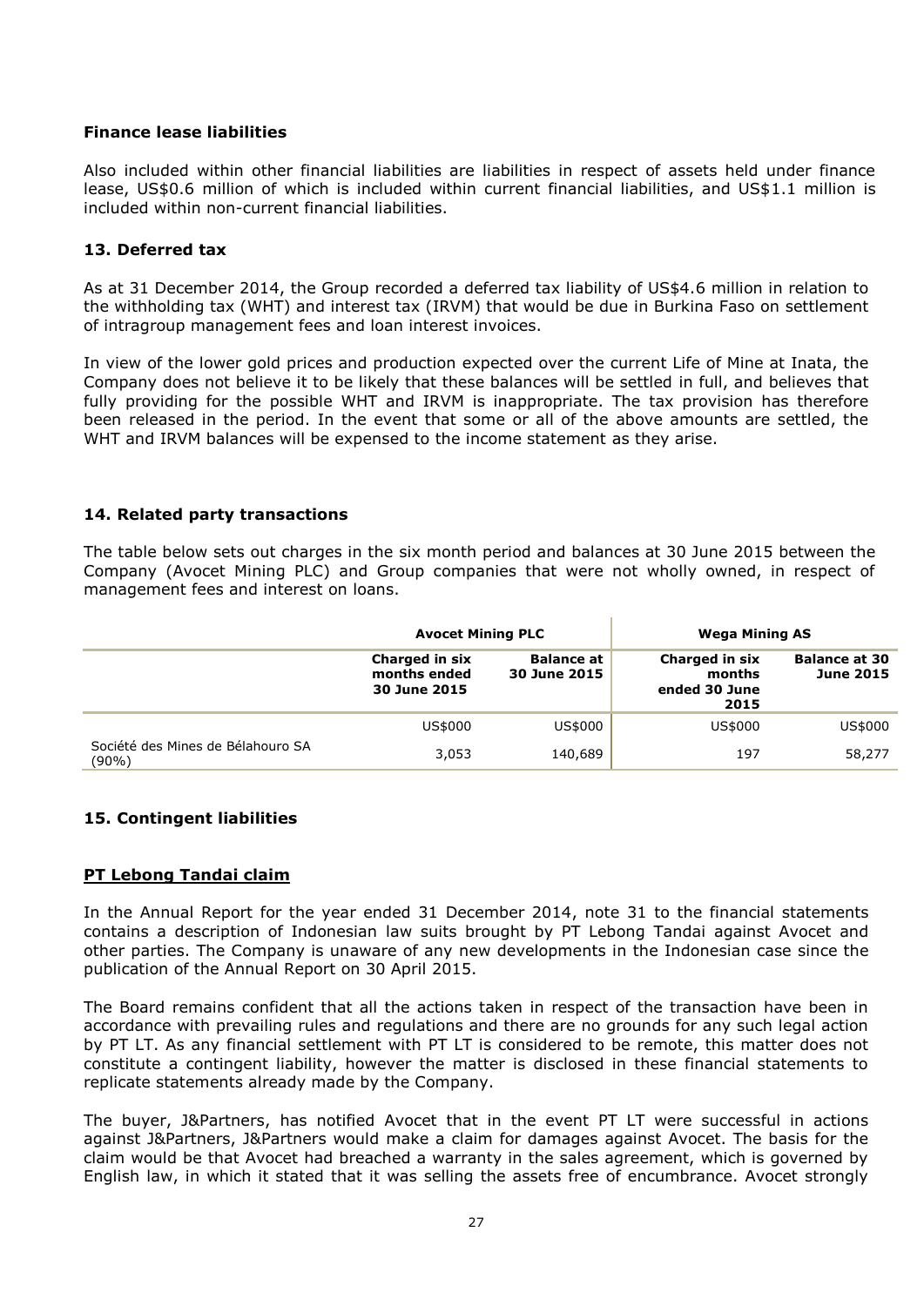### Finance lease liabilities

Also included within other financial liabilities are liabilities in respect of assets held under finance lease, US$0.6 million of which is included within current financial liabilities, and US$1.1 million is included within non-current financial liabilities.

### 13. Deferred tax

As at 31 December 2014, the Group recorded a deferred tax liability of US$4.6 million in relation to the withholding tax (WHT) and interest tax (IRVM) that would be due in Burkina Faso on settlement of intragroup management fees and loan interest invoices.

In view of the lower gold prices and production expected over the current Life of Mine at Inata, the Company does not believe it to be likely that these balances will be settled in full, and believes that fully providing for the possible WHT and IRVM is inappropriate. The tax provision has therefore been released in the period. In the event that some or all of the above amounts are settled, the WHT and IRVM balances will be expensed to the income statement as they arise.

### 14. Related party transactions

The table below sets out charges in the six month period and balances at 30 June 2015 between the Company (Avocet Mining PLC) and Group companies that were not wholly owned, in respect of management fees and interest on loans.

| | **Avocet Mining PLC** | | **Wega Mining AS** | |
|---|---|---|---|---|
| | **Charged in six months ended 30 June 2015** | **Balance at 30 June 2015** | **Charged in six months ended 30 June 2015** | **Balance at 30 June 2015** |
| | US$000 | US$000 | US$000 | US$000 |
| Société des Mines de Bélahouro SA (90%) | 3,053 | 140,689 | 197 | 58,277 |

### 15. Contingent liabilities

#### PT Lebong Tandai claim

In the Annual Report for the year ended 31 December 2014, note 31 to the financial statements contains a description of Indonesian law suits brought by PT Lebong Tandai against Avocet and other parties. The Company is unaware of any new developments in the Indonesian case since the publication of the Annual Report on 30 April 2015.

The Board remains confident that all the actions taken in respect of the transaction have been in accordance with prevailing rules and regulations and there are no grounds for any such legal action by PT LT. As any financial settlement with PT LT is considered to be remote, this matter does not constitute a contingent liability, however the matter is disclosed in these financial statements to replicate statements already made by the Company.

The buyer, J&Partners, has notified Avocet that in the event PT LT were successful in actions against J&Partners, J&Partners would make a claim for damages against Avocet. The basis for the claim would be that Avocet had breached a warranty in the sales agreement, which is governed by English law, in which it stated that it was selling the assets free of encumbrance. Avocet strongly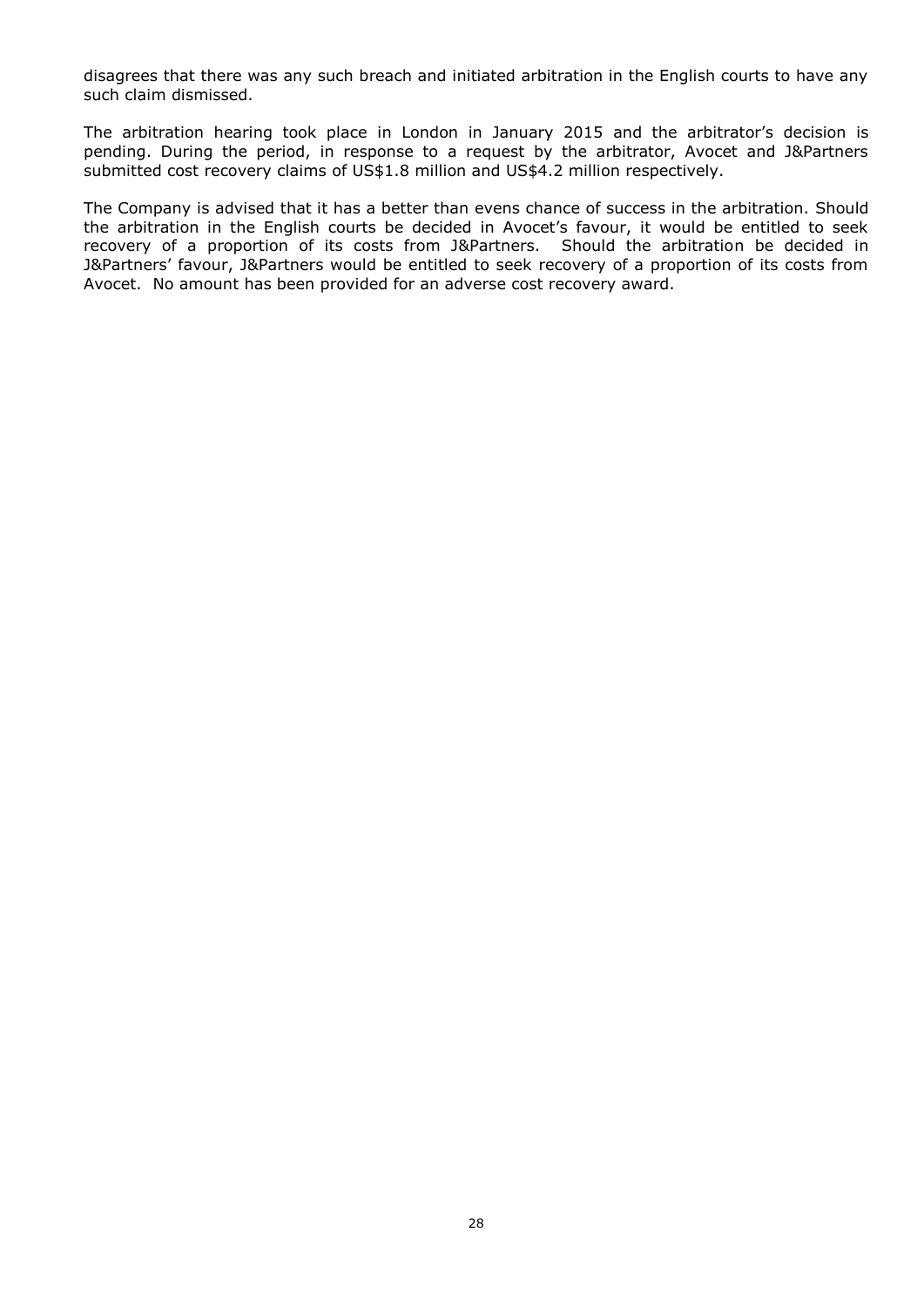disagrees that there was any such breach and initiated arbitration in the English courts to have any such claim dismissed.

The arbitration hearing took place in London in January 2015 and the arbitrator's decision is pending. During the period, in response to a request by the arbitrator, Avocet and J&Partners submitted cost recovery claims of US$1.8 million and US$4.2 million respectively.

The Company is advised that it has a better than evens chance of success in the arbitration. Should the arbitration in the English courts be decided in Avocet's favour, it would be entitled to seek recovery of a proportion of its costs from J&Partners. Should the arbitration be decided in J&Partners' favour, J&Partners would be entitled to seek recovery of a proportion of its costs from Avocet. No amount has been provided for an adverse cost recovery award.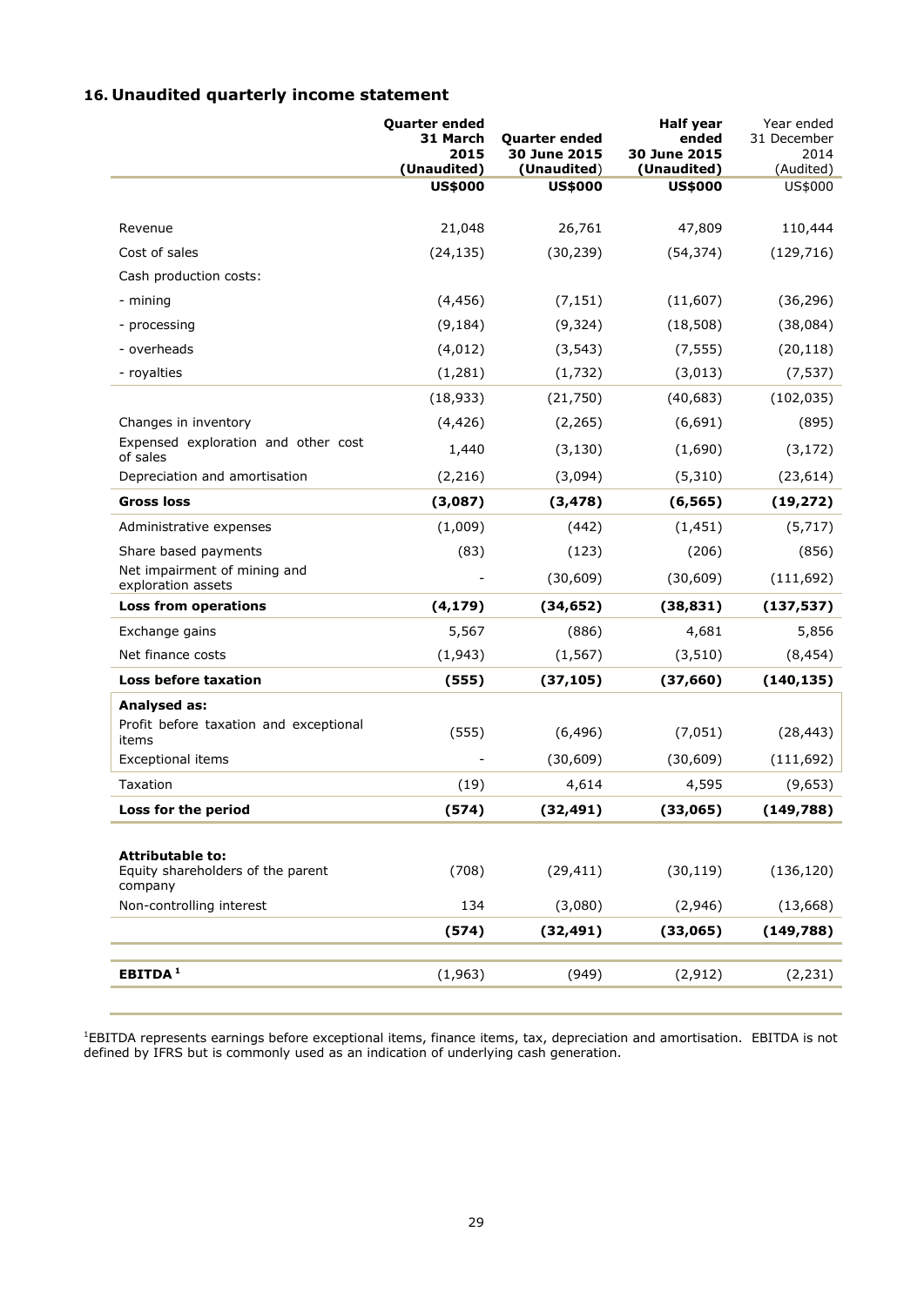## 16. Unaudited quarterly income statement

| | Quarter ended 31 March 2015 (Unaudited) | Quarter ended 30 June 2015 (Unaudited) | Half year ended 30 June 2015 (Unaudited) | Year ended 31 December 2014 (Audited) |
|---|---|---|---|---|
| | **US$000** | **US$000** | **US$000** | US$000 |
| Revenue | 21,048 | 26,761 | 47,809 | 110,444 |
| Cost of sales | (24,135) | (30,239) | (54,374) | (129,716) |
| Cash production costs: | | | | |
| - mining | (4,456) | (7,151) | (11,607) | (36,296) |
| - processing | (9,184) | (9,324) | (18,508) | (38,084) |
| - overheads | (4,012) | (3,543) | (7,555) | (20,118) |
| - royalties | (1,281) | (1,732) | (3,013) | (7,537) |
| | (18,933) | (21,750) | (40,683) | (102,035) |
| Changes in inventory | (4,426) | (2,265) | (6,691) | (895) |
| Expensed exploration and other cost of sales | 1,440 | (3,130) | (1,690) | (3,172) |
| Depreciation and amortisation | (2,216) | (3,094) | (5,310) | (23,614) |
| **Gross loss** | **(3,087)** | **(3,478)** | **(6,565)** | **(19,272)** |
| Administrative expenses | (1,009) | (442) | (1,451) | (5,717) |
| Share based payments | (83) | (123) | (206) | (856) |
| Net impairment of mining and exploration assets | - | (30,609) | (30,609) | (111,692) |
| **Loss from operations** | **(4,179)** | **(34,652)** | **(38,831)** | **(137,537)** |
| Exchange gains | 5,567 | (886) | 4,681 | 5,856 |
| Net finance costs | (1,943) | (1,567) | (3,510) | (8,454) |
| **Loss before taxation** | **(555)** | **(37,105)** | **(37,660)** | **(140,135)** |
| **Analysed as:** | | | | |
| Profit before taxation and exceptional items | (555) | (6,496) | (7,051) | (28,443) |
| Exceptional items | - | (30,609) | (30,609) | (111,692) |
| Taxation | (19) | 4,614 | 4,595 | (9,653) |
| **Loss for the period** | **(574)** | **(32,491)** | **(33,065)** | **(149,788)** |
| **Attributable to:** | | | | |
| Equity shareholders of the parent company | (708) | (29,411) | (30,119) | (136,120) |
| Non-controlling interest | 134 | (3,080) | (2,946) | (13,668) |
| | **(574)** | **(32,491)** | **(33,065)** | **(149,788)** |
| **EBITDA** [1] | (1,963) | (949) | (2,912) | (2,231) |

[1] EBITDA represents earnings before exceptional items, finance items, tax, depreciation and amortisation. EBITDA is not defined by IFRS but is commonly used as an indication of underlying cash generation.